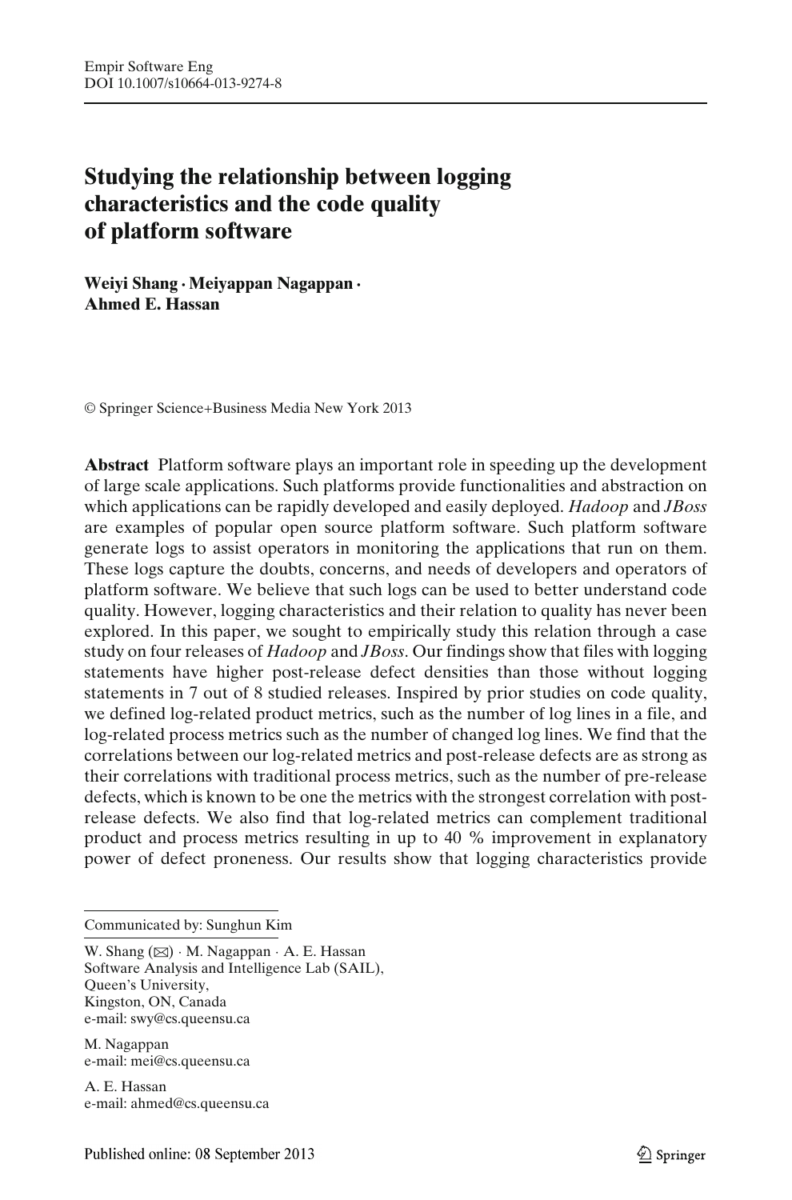# Studying the relationship between logging characteristics and the code quality of platform software

**Weiyi Shang · Meiyappan Nagappan · Ahmed E. Hassan**

© Springer Science+Business Media New York 2013

**Abstract** Platform software plays an important role in speeding up the development of large scale applications. Such platforms provide functionalities and abstraction on which applications can be rapidly developed and easily deployed. *Hadoop* and *JBoss* are examples of popular open source platform software. Such platform software generate logs to assist operators in monitoring the applications that run on them. These logs capture the doubts, concerns, and needs of developers and operators of platform software. We believe that such logs can be used to better understand code quality. However, logging characteristics and their relation to quality has never been explored. In this paper, we sought to empirically study this relation through a case study on four releases of *Hadoop* and *JBoss*. Our findings show that files with logging statements have higher post-release defect densities than those without logging statements in 7 out of 8 studied releases. Inspired by prior studies on code quality, we defined log-related product metrics, such as the number of log lines in a file, and log-related process metrics such as the number of changed log lines. We find that the correlations between our log-related metrics and post-release defects are as strong as their correlations with traditional process metrics, such as the number of pre-release defects, which is known to be one the metrics with the strongest correlation with post-release defects. We also find that log-related metrics can complement traditional product and process metrics resulting in up to 40 % improvement in explanatory power of defect proneness. Our results show that logging characteristics provide

---

Communicated by: Sunghun Kim

W. Shang (✉) · M. Nagappan · A. E. Hassan
Software Analysis and Intelligence Lab (SAIL),
Queen's University,
Kingston, ON, Canada
e-mail: swy@cs.queensu.ca

M. Nagappan
e-mail: mei@cs.queensu.ca

A. E. Hassan
e-mail: ahmed@cs.queensu.ca

Published online: 08 September 2013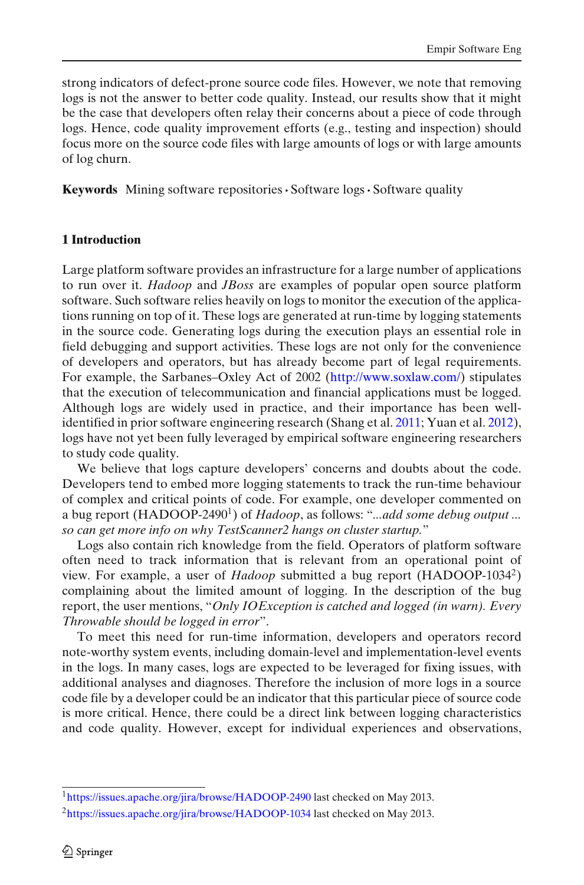strong indicators of defect-prone source code files. However, we note that removing logs is not the answer to better code quality. Instead, our results show that it might be the case that developers often relay their concerns about a piece of code through logs. Hence, code quality improvement efforts (e.g., testing and inspection) should focus more on the source code files with large amounts of logs or with large amounts of log churn.

**Keywords** Mining software repositories · Software logs · Software quality

## 1 Introduction

Large platform software provides an infrastructure for a large number of applications to run over it. *Hadoop* and *JBoss* are examples of popular open source platform software. Such software relies heavily on logs to monitor the execution of the applications running on top of it. These logs are generated at run-time by logging statements in the source code. Generating logs during the execution plays an essential role in field debugging and support activities. These logs are not only for the convenience of developers and operators, but has already become part of legal requirements. For example, the Sarbanes–Oxley Act of 2002 (http://www.soxlaw.com/) stipulates that the execution of telecommunication and financial applications must be logged. Although logs are widely used in practice, and their importance has been well-identified in prior software engineering research (Shang et al. 2011; Yuan et al. 2012), logs have not yet been fully leveraged by empirical software engineering researchers to study code quality.

We believe that logs capture developers' concerns and doubts about the code. Developers tend to embed more logging statements to track the run-time behaviour of complex and critical points of code. For example, one developer commented on a bug report (HADOOP-2490[1]) of *Hadoop*, as follows: "*...add some debug output ... so can get more info on why TestScanner2 hangs on cluster startup.*"

Logs also contain rich knowledge from the field. Operators of platform software often need to track information that is relevant from an operational point of view. For example, a user of *Hadoop* submitted a bug report (HADOOP-1034[2]) complaining about the limited amount of logging. In the description of the bug report, the user mentions, "*Only IOException is catched and logged (in warn). Every Throwable should be logged in error*".

To meet this need for run-time information, developers and operators record note-worthy system events, including domain-level and implementation-level events in the logs. In many cases, logs are expected to be leveraged for fixing issues, with additional analyses and diagnoses. Therefore the inclusion of more logs in a source code file by a developer could be an indicator that this particular piece of source code is more critical. Hence, there could be a direct link between logging characteristics and code quality. However, except for individual experiences and observations,

[1] https://issues.apache.org/jira/browse/HADOOP-2490 last checked on May 2013.

[2] https://issues.apache.org/jira/browse/HADOOP-1034 last checked on May 2013.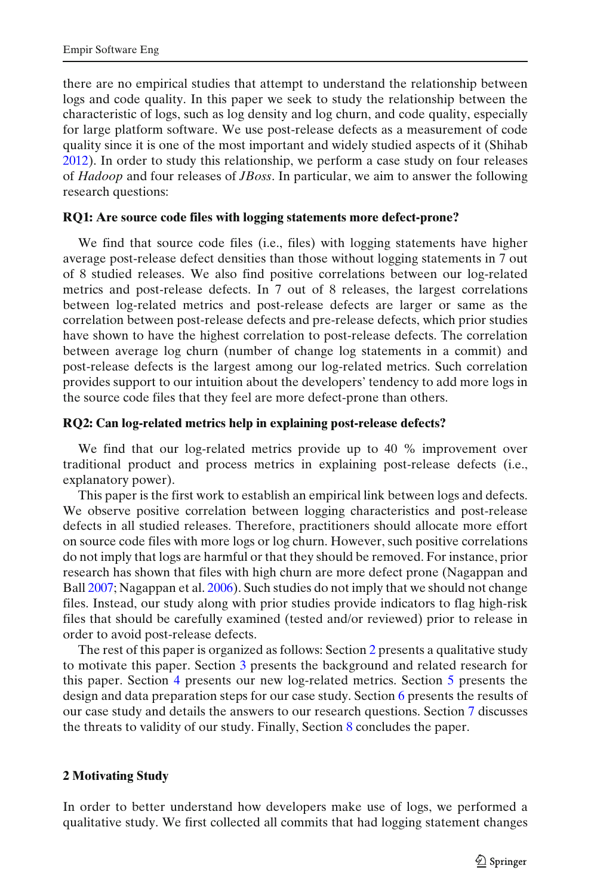there are no empirical studies that attempt to understand the relationship between logs and code quality. In this paper we seek to study the relationship between the characteristic of logs, such as log density and log churn, and code quality, especially for large platform software. We use post-release defects as a measurement of code quality since it is one of the most important and widely studied aspects of it (Shihab 2012). In order to study this relationship, we perform a case study on four releases of *Hadoop* and four releases of *JBoss*. In particular, we aim to answer the following research questions:

**RQ1: Are source code files with logging statements more defect-prone?**

We find that source code files (i.e., files) with logging statements have higher average post-release defect densities than those without logging statements in 7 out of 8 studied releases. We also find positive correlations between our log-related metrics and post-release defects. In 7 out of 8 releases, the largest correlations between log-related metrics and post-release defects are larger or same as the correlation between post-release defects and pre-release defects, which prior studies have shown to have the highest correlation to post-release defects. The correlation between average log churn (number of change log statements in a commit) and post-release defects is the largest among our log-related metrics. Such correlation provides support to our intuition about the developers' tendency to add more logs in the source code files that they feel are more defect-prone than others.

**RQ2: Can log-related metrics help in explaining post-release defects?**

We find that our log-related metrics provide up to 40 % improvement over traditional product and process metrics in explaining post-release defects (i.e., explanatory power).

This paper is the first work to establish an empirical link between logs and defects. We observe positive correlation between logging characteristics and post-release defects in all studied releases. Therefore, practitioners should allocate more effort on source code files with more logs or log churn. However, such positive correlations do not imply that logs are harmful or that they should be removed. For instance, prior research has shown that files with high churn are more defect prone (Nagappan and Ball 2007; Nagappan et al. 2006). Such studies do not imply that we should not change files. Instead, our study along with prior studies provide indicators to flag high-risk files that should be carefully examined (tested and/or reviewed) prior to release in order to avoid post-release defects.

The rest of this paper is organized as follows: Section 2 presents a qualitative study to motivate this paper. Section 3 presents the background and related research for this paper. Section 4 presents our new log-related metrics. Section 5 presents the design and data preparation steps for our case study. Section 6 presents the results of our case study and details the answers to our research questions. Section 7 discusses the threats to validity of our study. Finally, Section 8 concludes the paper.

## 2 Motivating Study

In order to better understand how developers make use of logs, we performed a qualitative study. We first collected all commits that had logging statement changes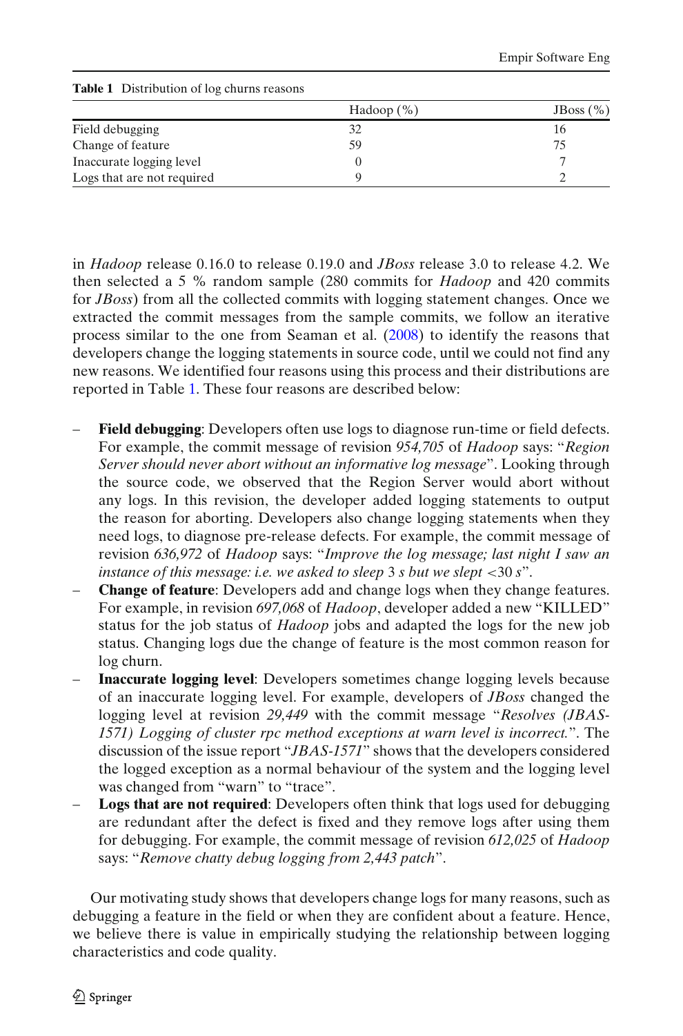**Table 1** Distribution of log churns reasons

| | Hadoop (%) | JBoss (%) |
|---|---|---|
| Field debugging | 32 | 16 |
| Change of feature | 59 | 75 |
| Inaccurate logging level | 0 | 7 |
| Logs that are not required | 9 | 2 |

in *Hadoop* release 0.16.0 to release 0.19.0 and *JBoss* release 3.0 to release 4.2. We then selected a 5 % random sample (280 commits for *Hadoop* and 420 commits for *JBoss*) from all the collected commits with logging statement changes. Once we extracted the commit messages from the sample commits, we follow an iterative process similar to the one from Seaman et al. (2008) to identify the reasons that developers change the logging statements in source code, until we could not find any new reasons. We identified four reasons using this process and their distributions are reported in Table 1. These four reasons are described below:

- **Field debugging**: Developers often use logs to diagnose run-time or field defects. For example, the commit message of revision *954,705* of *Hadoop* says: "*Region Server should never abort without an informative log message*". Looking through the source code, we observed that the Region Server would abort without any logs. In this revision, the developer added logging statements to output the reason for aborting. Developers also change logging statements when they need logs, to diagnose pre-release defects. For example, the commit message of revision *636,972* of *Hadoop* says: "*Improve the log message; last night I saw an instance of this message: i.e. we asked to sleep* 3 *s but we slept* <30 *s*".
- **Change of feature**: Developers add and change logs when they change features. For example, in revision *697,068* of *Hadoop*, developer added a new "KILLED" status for the job status of *Hadoop* jobs and adapted the logs for the new job status. Changing logs due the change of feature is the most common reason for log churn.
- **Inaccurate logging level**: Developers sometimes change logging levels because of an inaccurate logging level. For example, developers of *JBoss* changed the logging level at revision *29,449* with the commit message "*Resolves (JBAS-1571) Logging of cluster rpc method exceptions at warn level is incorrect.*". The discussion of the issue report "*JBAS-1571*" shows that the developers considered the logged exception as a normal behaviour of the system and the logging level was changed from "warn" to "trace".
- **Logs that are not required**: Developers often think that logs used for debugging are redundant after the defect is fixed and they remove logs after using them for debugging. For example, the commit message of revision *612,025* of *Hadoop* says: "*Remove chatty debug logging from 2,443 patch*".

Our motivating study shows that developers change logs for many reasons, such as debugging a feature in the field or when they are confident about a feature. Hence, we believe there is value in empirically studying the relationship between logging characteristics and code quality.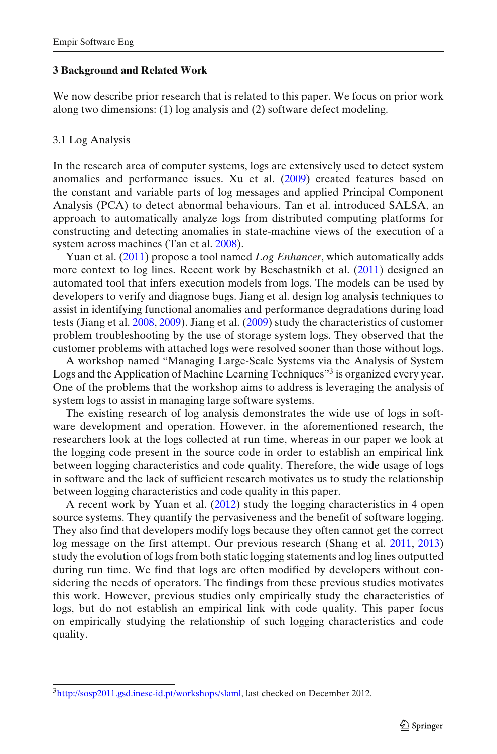## 3 Background and Related Work

We now describe prior research that is related to this paper. We focus on prior work along two dimensions: (1) log analysis and (2) software defect modeling.

### 3.1 Log Analysis

In the research area of computer systems, logs are extensively used to detect system anomalies and performance issues. Xu et al. (2009) created features based on the constant and variable parts of log messages and applied Principal Component Analysis (PCA) to detect abnormal behaviours. Tan et al. introduced SALSA, an approach to automatically analyze logs from distributed computing platforms for constructing and detecting anomalies in state-machine views of the execution of a system across machines (Tan et al. 2008).

Yuan et al. (2011) propose a tool named *Log Enhancer*, which automatically adds more context to log lines. Recent work by Beschastnikh et al. (2011) designed an automated tool that infers execution models from logs. The models can be used by developers to verify and diagnose bugs. Jiang et al. design log analysis techniques to assist in identifying functional anomalies and performance degradations during load tests (Jiang et al. 2008, 2009). Jiang et al. (2009) study the characteristics of customer problem troubleshooting by the use of storage system logs. They observed that the customer problems with attached logs were resolved sooner than those without logs.

A workshop named "Managing Large-Scale Systems via the Analysis of System Logs and the Application of Machine Learning Techniques"[3] is organized every year. One of the problems that the workshop aims to address is leveraging the analysis of system logs to assist in managing large software systems.

The existing research of log analysis demonstrates the wide use of logs in software development and operation. However, in the aforementioned research, the researchers look at the logs collected at run time, whereas in our paper we look at the logging code present in the source code in order to establish an empirical link between logging characteristics and code quality. Therefore, the wide usage of logs in software and the lack of sufficient research motivates us to study the relationship between logging characteristics and code quality in this paper.

A recent work by Yuan et al. (2012) study the logging characteristics in 4 open source systems. They quantify the pervasiveness and the benefit of software logging. They also find that developers modify logs because they often cannot get the correct log message on the first attempt. Our previous research (Shang et al. 2011, 2013) study the evolution of logs from both static logging statements and log lines outputted during run time. We find that logs are often modified by developers without considering the needs of operators. The findings from these previous studies motivates this work. However, previous studies only empirically study the characteristics of logs, but do not establish an empirical link with code quality. This paper focus on empirically studying the relationship of such logging characteristics and code quality.

[3] http://sosp2011.gsd.inesc-id.pt/workshops/slaml, last checked on December 2012.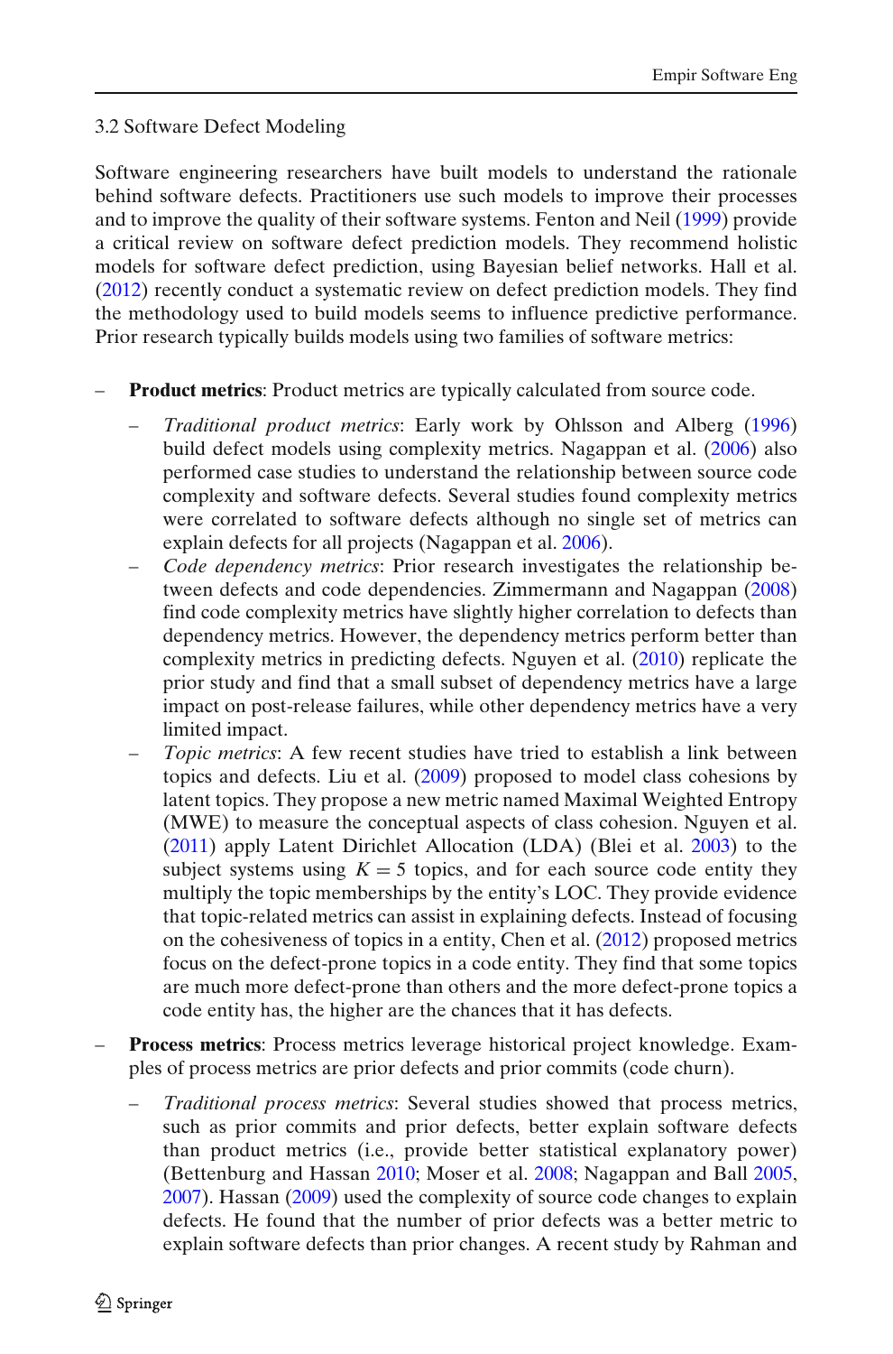### 3.2 Software Defect Modeling

Software engineering researchers have built models to understand the rationale behind software defects. Practitioners use such models to improve their processes and to improve the quality of their software systems. Fenton and Neil (1999) provide a critical review on software defect prediction models. They recommend holistic models for software defect prediction, using Bayesian belief networks. Hall et al. (2012) recently conduct a systematic review on defect prediction models. They find the methodology used to build models seems to influence predictive performance. Prior research typically builds models using two families of software metrics:

- **Product metrics**: Product metrics are typically calculated from source code.
  - *Traditional product metrics*: Early work by Ohlsson and Alberg (1996) build defect models using complexity metrics. Nagappan et al. (2006) also performed case studies to understand the relationship between source code complexity and software defects. Several studies found complexity metrics were correlated to software defects although no single set of metrics can explain defects for all projects (Nagappan et al. 2006).
  - *Code dependency metrics*: Prior research investigates the relationship between defects and code dependencies. Zimmermann and Nagappan (2008) find code complexity metrics have slightly higher correlation to defects than dependency metrics. However, the dependency metrics perform better than complexity metrics in predicting defects. Nguyen et al. (2010) replicate the prior study and find that a small subset of dependency metrics have a large impact on post-release failures, while other dependency metrics have a very limited impact.
  - *Topic metrics*: A few recent studies have tried to establish a link between topics and defects. Liu et al. (2009) proposed to model class cohesions by latent topics. They propose a new metric named Maximal Weighted Entropy (MWE) to measure the conceptual aspects of class cohesion. Nguyen et al. (2011) apply Latent Dirichlet Allocation (LDA) (Blei et al. 2003) to the subject systems using $K = 5$ topics, and for each source code entity they multiply the topic memberships by the entity's LOC. They provide evidence that topic-related metrics can assist in explaining defects. Instead of focusing on the cohesiveness of topics in a entity, Chen et al. (2012) proposed metrics focus on the defect-prone topics in a code entity. They find that some topics are much more defect-prone than others and the more defect-prone topics a code entity has, the higher are the chances that it has defects.
- **Process metrics**: Process metrics leverage historical project knowledge. Examples of process metrics are prior defects and prior commits (code churn).
  - *Traditional process metrics*: Several studies showed that process metrics, such as prior commits and prior defects, better explain software defects than product metrics (i.e., provide better statistical explanatory power) (Bettenburg and Hassan 2010; Moser et al. 2008; Nagappan and Ball 2005, 2007). Hassan (2009) used the complexity of source code changes to explain defects. He found that the number of prior defects was a better metric to explain software defects than prior changes. A recent study by Rahman and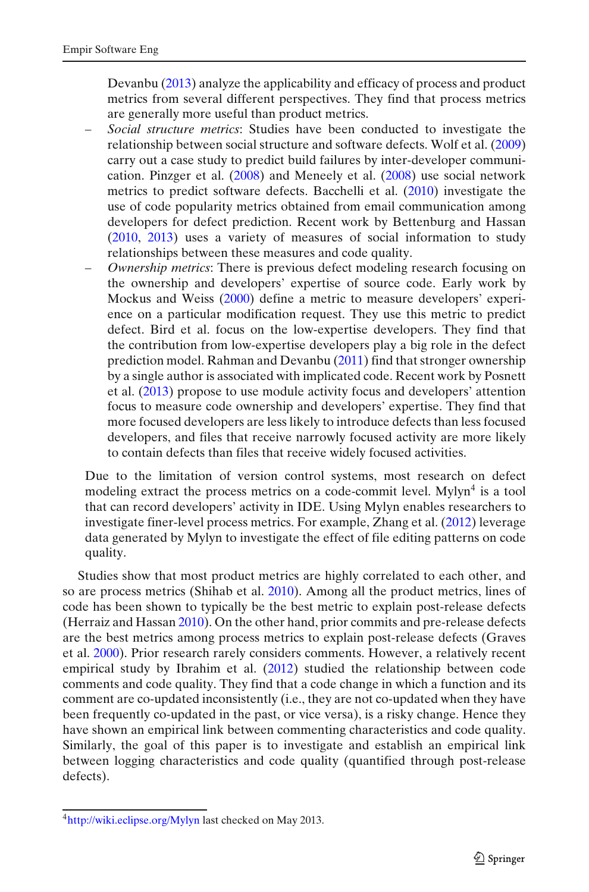Devanbu (2013) analyze the applicability and efficacy of process and product metrics from several different perspectives. They find that process metrics are generally more useful than product metrics.

- *Social structure metrics*: Studies have been conducted to investigate the relationship between social structure and software defects. Wolf et al. (2009) carry out a case study to predict build failures by inter-developer communication. Pinzger et al. (2008) and Meneely et al. (2008) use social network metrics to predict software defects. Bacchelli et al. (2010) investigate the use of code popularity metrics obtained from email communication among developers for defect prediction. Recent work by Bettenburg and Hassan (2010, 2013) uses a variety of measures of social information to study relationships between these measures and code quality.
- *Ownership metrics*: There is previous defect modeling research focusing on the ownership and developers' expertise of source code. Early work by Mockus and Weiss (2000) define a metric to measure developers' experience on a particular modification request. They use this metric to predict defect. Bird et al. focus on the low-expertise developers. They find that the contribution from low-expertise developers play a big role in the defect prediction model. Rahman and Devanbu (2011) find that stronger ownership by a single author is associated with implicated code. Recent work by Posnett et al. (2013) propose to use module activity focus and developers' attention focus to measure code ownership and developers' expertise. They find that more focused developers are less likely to introduce defects than less focused developers, and files that receive narrowly focused activity are more likely to contain defects than files that receive widely focused activities.

Due to the limitation of version control systems, most research on defect modeling extract the process metrics on a code-commit level. Mylyn[4] is a tool that can record developers' activity in IDE. Using Mylyn enables researchers to investigate finer-level process metrics. For example, Zhang et al. (2012) leverage data generated by Mylyn to investigate the effect of file editing patterns on code quality.

Studies show that most product metrics are highly correlated to each other, and so are process metrics (Shihab et al. 2010). Among all the product metrics, lines of code has been shown to typically be the best metric to explain post-release defects (Herraiz and Hassan 2010). On the other hand, prior commits and pre-release defects are the best metrics among process metrics to explain post-release defects (Graves et al. 2000). Prior research rarely considers comments. However, a relatively recent empirical study by Ibrahim et al. (2012) studied the relationship between code comments and code quality. They find that a code change in which a function and its comment are co-updated inconsistently (i.e., they are not co-updated when they have been frequently co-updated in the past, or vice versa), is a risky change. Hence they have shown an empirical link between commenting characteristics and code quality. Similarly, the goal of this paper is to investigate and establish an empirical link between logging characteristics and code quality (quantified through post-release defects).

[4] http://wiki.eclipse.org/Mylyn last checked on May 2013.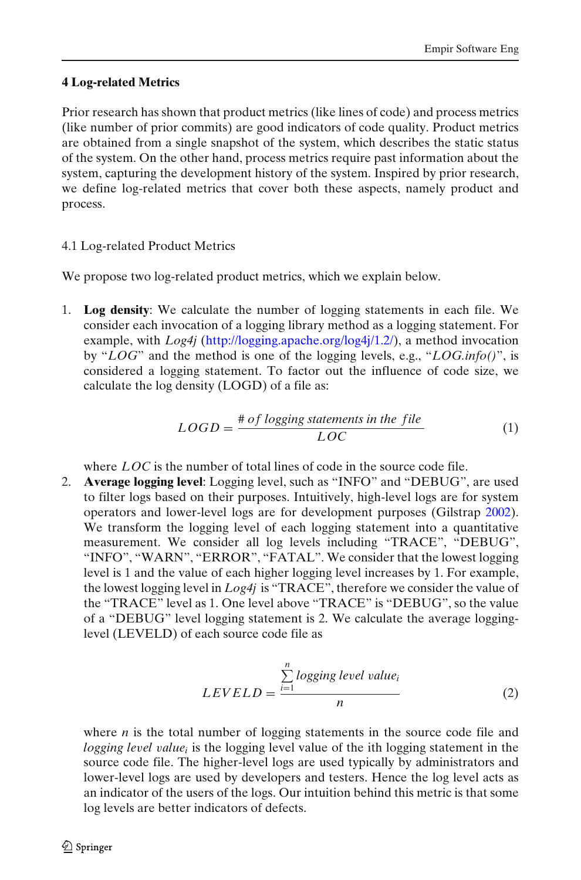## 4 Log-related Metrics

Prior research has shown that product metrics (like lines of code) and process metrics (like number of prior commits) are good indicators of code quality. Product metrics are obtained from a single snapshot of the system, which describes the static status of the system. On the other hand, process metrics require past information about the system, capturing the development history of the system. Inspired by prior research, we define log-related metrics that cover both these aspects, namely product and process.

### 4.1 Log-related Product Metrics

We propose two log-related product metrics, which we explain below.

1. **Log density**: We calculate the number of logging statements in each file. We consider each invocation of a logging library method as a logging statement. For example, with *Log4j* (http://logging.apache.org/log4j/1.2/), a method invocation by "*LOG*" and the method is one of the logging levels, e.g., "*LOG.info()*", is considered a logging statement. To factor out the influence of code size, we calculate the log density (LOGD) of a file as:

$$LOGD = \frac{\#\,of\ logging\ statements\ in\ the\ \ file}{LOC} \tag{1}$$

   where $LOC$ is the number of total lines of code in the source code file.

2. **Average logging level**: Logging level, such as "INFO" and "DEBUG", are used to filter logs based on their purposes. Intuitively, high-level logs are for system operators and lower-level logs are for development purposes (Gilstrap 2002). We transform the logging level of each logging statement into a quantitative measurement. We consider all log levels including "TRACE", "DEBUG", "INFO", "WARN", "ERROR", "FATAL". We consider that the lowest logging level is 1 and the value of each higher logging level increases by 1. For example, the lowest logging level in *Log4j* is "TRACE", therefore we consider the value of the "TRACE" level as 1. One level above "TRACE" is "DEBUG", so the value of a "DEBUG" level logging statement is 2. We calculate the average logging-level (LEVELD) of each source code file as

$$LEVELD = \frac{\sum_{i=1}^{n} logging\ level\ value_i}{n} \tag{2}$$

   where $n$ is the total number of logging statements in the source code file and *logging level value*$_i$ is the logging level value of the ith logging statement in the source code file. The higher-level logs are used typically by administrators and lower-level logs are used by developers and testers. Hence the log level acts as an indicator of the users of the logs. Our intuition behind this metric is that some log levels are better indicators of defects.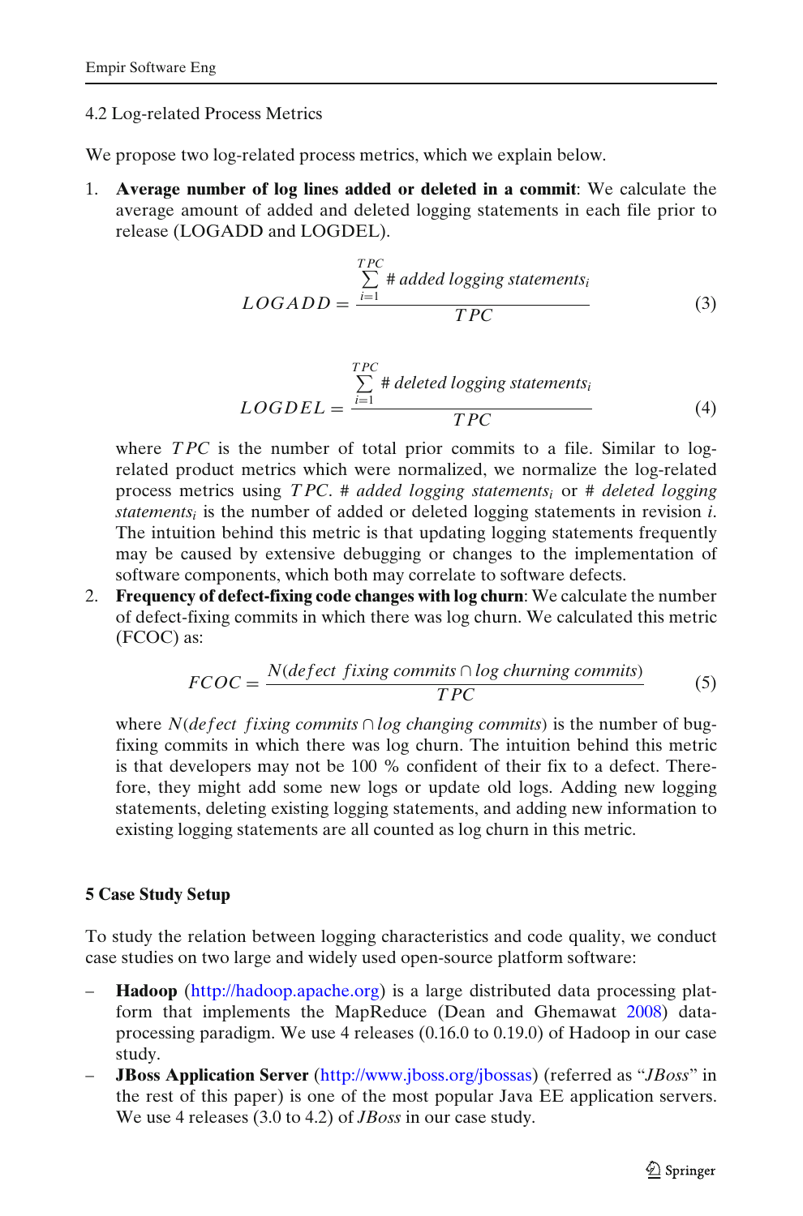### 4.2 Log-related Process Metrics

We propose two log-related process metrics, which we explain below.

1. **Average number of log lines added or deleted in a commit**: We calculate the average amount of added and deleted logging statements in each file prior to release (LOGADD and LOGDEL).

$$LOGADD = \frac{\sum_{i=1}^{TPC} \#\ added\ logging\ statements_i}{TPC} \tag{3}$$

$$LOGDEL = \frac{\sum_{i=1}^{TPC} \#\ deleted\ logging\ statements_i}{TPC} \tag{4}$$

   where $TPC$ is the number of total prior commits to a file. Similar to log-related product metrics which were normalized, we normalize the log-related process metrics using $TPC$. $\#\ added\ logging\ statements_i$ or $\#\ deleted\ logging\ statements_i$ is the number of added or deleted logging statements in revision $i$. The intuition behind this metric is that updating logging statements frequently may be caused by extensive debugging or changes to the implementation of software components, which both may correlate to software defects.

2. **Frequency of defect-fixing code changes with log churn**: We calculate the number of defect-fixing commits in which there was log churn. We calculated this metric (FCOC) as:

$$FCOC = \frac{N(defect\ fixing\ commits \cap log\ churning\ commits)}{TPC} \tag{5}$$

   where $N(defect\ fixing\ commits \cap log\ changing\ commits)$ is the number of bug-fixing commits in which there was log churn. The intuition behind this metric is that developers may not be 100 % confident of their fix to a defect. Therefore, they might add some new logs or update old logs. Adding new logging statements, deleting existing logging statements, and adding new information to existing logging statements are all counted as log churn in this metric.

## 5 Case Study Setup

To study the relation between logging characteristics and code quality, we conduct case studies on two large and widely used open-source platform software:

- **Hadoop** (http://hadoop.apache.org) is a large distributed data processing platform that implements the MapReduce (Dean and Ghemawat 2008) data-processing paradigm. We use 4 releases (0.16.0 to 0.19.0) of Hadoop in our case study.
- **JBoss Application Server** (http://www.jboss.org/jbossas) (referred as "*JBoss*" in the rest of this paper) is one of the most popular Java EE application servers. We use 4 releases (3.0 to 4.2) of *JBoss* in our case study.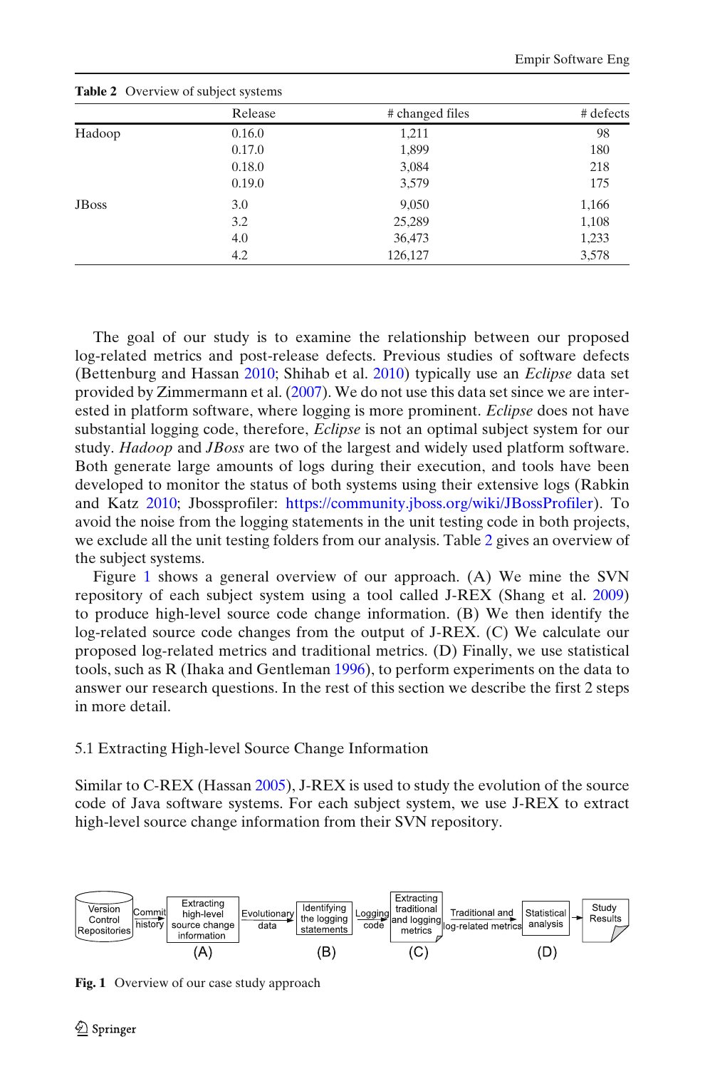**Table 2** Overview of subject systems

| | Release | # changed files | # defects |
|---|---|---|---|
| Hadoop | 0.16.0 | 1,211 | 98 |
| | 0.17.0 | 1,899 | 180 |
| | 0.18.0 | 3,084 | 218 |
| | 0.19.0 | 3,579 | 175 |
| JBoss | 3.0 | 9,050 | 1,166 |
| | 3.2 | 25,289 | 1,108 |
| | 4.0 | 36,473 | 1,233 |
| | 4.2 | 126,127 | 3,578 |

The goal of our study is to examine the relationship between our proposed log-related metrics and post-release defects. Previous studies of software defects (Bettenburg and Hassan 2010; Shihab et al. 2010) typically use an *Eclipse* data set provided by Zimmermann et al. (2007). We do not use this data set since we are interested in platform software, where logging is more prominent. *Eclipse* does not have substantial logging code, therefore, *Eclipse* is not an optimal subject system for our study. *Hadoop* and *JBoss* are two of the largest and widely used platform software. Both generate large amounts of logs during their execution, and tools have been developed to monitor the status of both systems using their extensive logs (Rabkin and Katz 2010; Jbossprofiler: https://community.jboss.org/wiki/JBossProfiler). To avoid the noise from the logging statements in the unit testing code in both projects, we exclude all the unit testing folders from our analysis. Table 2 gives an overview of the subject systems.

Figure 1 shows a general overview of our approach. (A) We mine the SVN repository of each subject system using a tool called J-REX (Shang et al. 2009) to produce high-level source code change information. (B) We then identify the log-related source code changes from the output of J-REX. (C) We calculate our proposed log-related metrics and traditional metrics. (D) Finally, we use statistical tools, such as R (Ihaka and Gentleman 1996), to perform experiments on the data to answer our research questions. In the rest of this section we describe the first 2 steps in more detail.

### 5.1 Extracting High-level Source Change Information

Similar to C-REX (Hassan 2005), J-REX is used to study the evolution of the source code of Java software systems. For each subject system, we use J-REX to extract high-level source change information from their SVN repository.

Version Control Repositories → Commit history → Extracting high-level source change information (A) → Evolutionary data → Identifying the logging statements (B) → Logging code → Extracting traditional and logging metrics (C) → Traditional and log-related metrics → Statistical analysis (D) → Study Results

**Fig. 1** Overview of our case study approach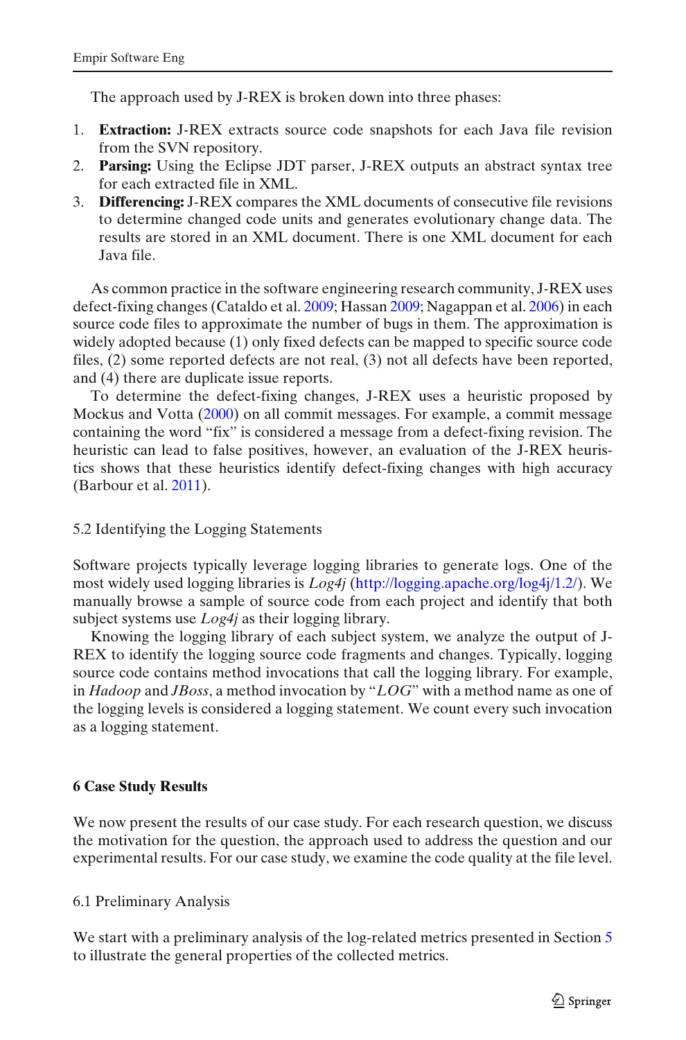The approach used by J-REX is broken down into three phases:

1. **Extraction:** J-REX extracts source code snapshots for each Java file revision from the SVN repository.
2. **Parsing:** Using the Eclipse JDT parser, J-REX outputs an abstract syntax tree for each extracted file in XML.
3. **Differencing:** J-REX compares the XML documents of consecutive file revisions to determine changed code units and generates evolutionary change data. The results are stored in an XML document. There is one XML document for each Java file.

As common practice in the software engineering research community, J-REX uses defect-fixing changes (Cataldo et al. 2009; Hassan 2009; Nagappan et al. 2006) in each source code files to approximate the number of bugs in them. The approximation is widely adopted because (1) only fixed defects can be mapped to specific source code files, (2) some reported defects are not real, (3) not all defects have been reported, and (4) there are duplicate issue reports.

To determine the defect-fixing changes, J-REX uses a heuristic proposed by Mockus and Votta (2000) on all commit messages. For example, a commit message containing the word "fix" is considered a message from a defect-fixing revision. The heuristic can lead to false positives, however, an evaluation of the J-REX heuristics shows that these heuristics identify defect-fixing changes with high accuracy (Barbour et al. 2011).

### 5.2 Identifying the Logging Statements

Software projects typically leverage logging libraries to generate logs. One of the most widely used logging libraries is *Log4j* (http://logging.apache.org/log4j/1.2/). We manually browse a sample of source code from each project and identify that both subject systems use *Log4j* as their logging library.

Knowing the logging library of each subject system, we analyze the output of J-REX to identify the logging source code fragments and changes. Typically, logging source code contains method invocations that call the logging library. For example, in *Hadoop* and *JBoss*, a method invocation by "*LOG*" with a method name as one of the logging levels is considered a logging statement. We count every such invocation as a logging statement.

## 6 Case Study Results

We now present the results of our case study. For each research question, we discuss the motivation for the question, the approach used to address the question and our experimental results. For our case study, we examine the code quality at the file level.

### 6.1 Preliminary Analysis

We start with a preliminary analysis of the log-related metrics presented in Section 5 to illustrate the general properties of the collected metrics.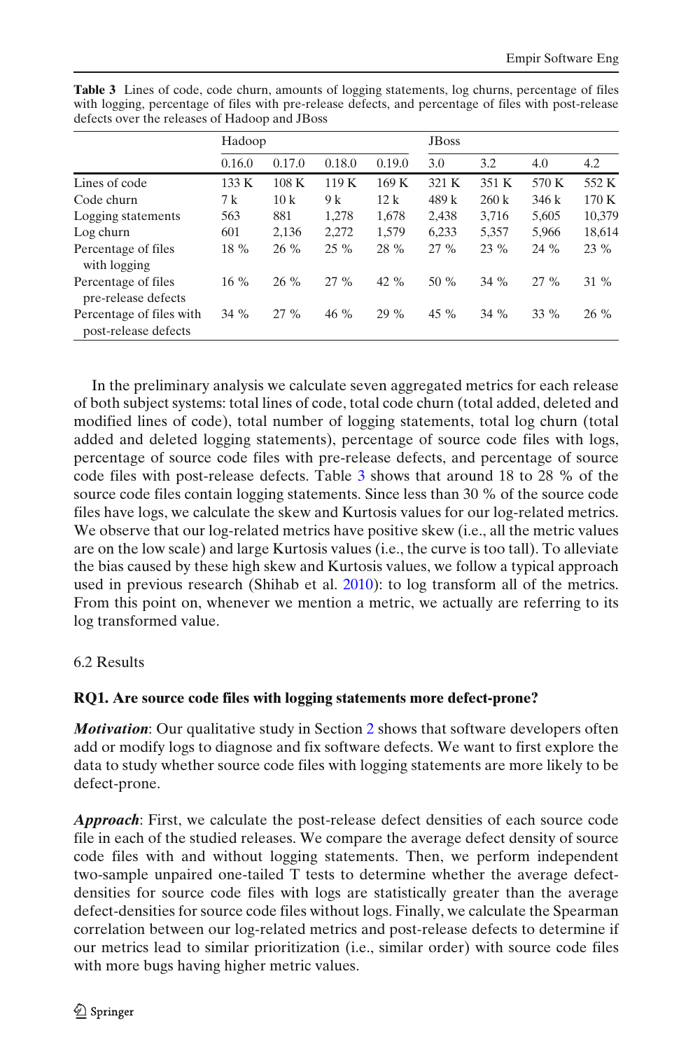**Table 3** Lines of code, code churn, amounts of logging statements, log churns, percentage of files with logging, percentage of files with pre-release defects, and percentage of files with post-release defects over the releases of Hadoop and JBoss

| | Hadoop | | | | JBoss | | | |
|---|---|---|---|---|---|---|---|---|
| | 0.16.0 | 0.17.0 | 0.18.0 | 0.19.0 | 3.0 | 3.2 | 4.0 | 4.2 |
| Lines of code | 133 K | 108 K | 119 K | 169 K | 321 K | 351 K | 570 K | 552 K |
| Code churn | 7 k | 10 k | 9 k | 12 k | 489 k | 260 k | 346 k | 170 K |
| Logging statements | 563 | 881 | 1,278 | 1,678 | 2,438 | 3,716 | 5,605 | 10,379 |
| Log churn | 601 | 2,136 | 2,272 | 1,579 | 6,233 | 5,357 | 5,966 | 18,614 |
| Percentage of files with logging | 18 % | 26 % | 25 % | 28 % | 27 % | 23 % | 24 % | 23 % |
| Percentage of files pre-release defects | 16 % | 26 % | 27 % | 42 % | 50 % | 34 % | 27 % | 31 % |
| Percentage of files with post-release defects | 34 % | 27 % | 46 % | 29 % | 45 % | 34 % | 33 % | 26 % |

In the preliminary analysis we calculate seven aggregated metrics for each release of both subject systems: total lines of code, total code churn (total added, deleted and modified lines of code), total number of logging statements, total log churn (total added and deleted logging statements), percentage of source code files with logs, percentage of source code files with pre-release defects, and percentage of source code files with post-release defects. Table 3 shows that around 18 to 28 % of the source code files contain logging statements. Since less than 30 % of the source code files have logs, we calculate the skew and Kurtosis values for our log-related metrics. We observe that our log-related metrics have positive skew (i.e., all the metric values are on the low scale) and large Kurtosis values (i.e., the curve is too tall). To alleviate the bias caused by these high skew and Kurtosis values, we follow a typical approach used in previous research (Shihab et al. 2010): to log transform all of the metrics. From this point on, whenever we mention a metric, we actually are referring to its log transformed value.

## 6.2 Results

### RQ1. Are source code files with logging statements more defect-prone?

***Motivation***: Our qualitative study in Section 2 shows that software developers often add or modify logs to diagnose and fix software defects. We want to first explore the data to study whether source code files with logging statements are more likely to be defect-prone.

***Approach***: First, we calculate the post-release defect densities of each source code file in each of the studied releases. We compare the average defect density of source code files with and without logging statements. Then, we perform independent two-sample unpaired one-tailed T tests to determine whether the average defect-densities for source code files with logs are statistically greater than the average defect-densities for source code files without logs. Finally, we calculate the Spearman correlation between our log-related metrics and post-release defects to determine if our metrics lead to similar prioritization (i.e., similar order) with source code files with more bugs having higher metric values.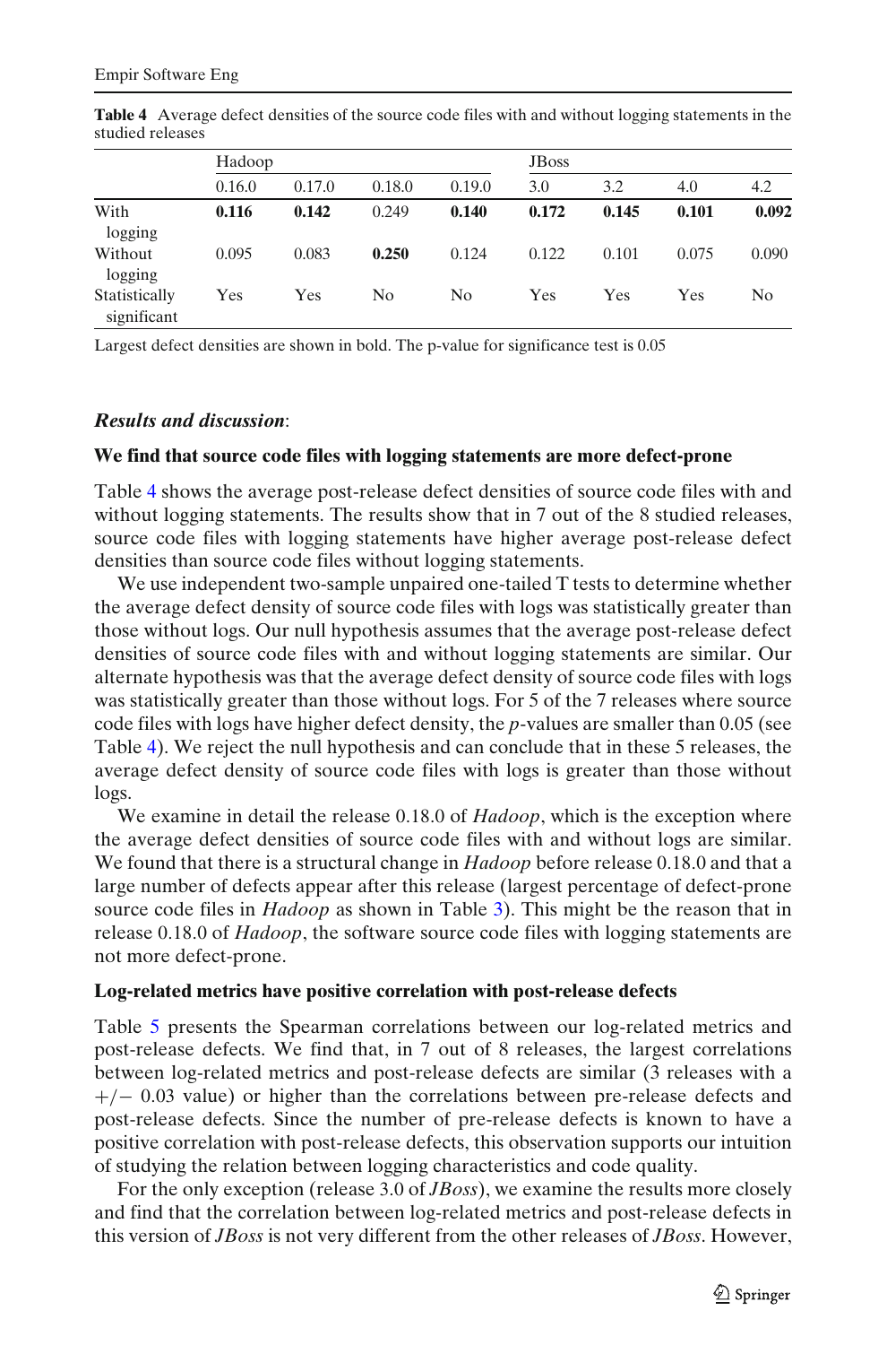**Table 4** Average defect densities of the source code files with and without logging statements in the studied releases

| | Hadoop | | | | JBoss | | | |
|---|---|---|---|---|---|---|---|---|
| | 0.16.0 | 0.17.0 | 0.18.0 | 0.19.0 | 3.0 | 3.2 | 4.0 | 4.2 |
| With logging | **0.116** | **0.142** | 0.249 | **0.140** | **0.172** | **0.145** | **0.101** | **0.092** |
| Without logging | 0.095 | 0.083 | **0.250** | 0.124 | 0.122 | 0.101 | 0.075 | 0.090 |
| Statistically significant | Yes | Yes | No | No | Yes | Yes | Yes | No |

Largest defect densities are shown in bold. The p-value for significance test is 0.05

***Results and discussion***:

**We find that source code files with logging statements are more defect-prone**

Table 4 shows the average post-release defect densities of source code files with and without logging statements. The results show that in 7 out of the 8 studied releases, source code files with logging statements have higher average post-release defect densities than source code files without logging statements.

We use independent two-sample unpaired one-tailed T tests to determine whether the average defect density of source code files with logs was statistically greater than those without logs. Our null hypothesis assumes that the average post-release defect densities of source code files with and without logging statements are similar. Our alternate hypothesis was that the average defect density of source code files with logs was statistically greater than those without logs. For 5 of the 7 releases where source code files with logs have higher defect density, the *p*-values are smaller than 0.05 (see Table 4). We reject the null hypothesis and can conclude that in these 5 releases, the average defect density of source code files with logs is greater than those without logs.

We examine in detail the release 0.18.0 of *Hadoop*, which is the exception where the average defect densities of source code files with and without logs are similar. We found that there is a structural change in *Hadoop* before release 0.18.0 and that a large number of defects appear after this release (largest percentage of defect-prone source code files in *Hadoop* as shown in Table 3). This might be the reason that in release 0.18.0 of *Hadoop*, the software source code files with logging statements are not more defect-prone.

**Log-related metrics have positive correlation with post-release defects**

Table 5 presents the Spearman correlations between our log-related metrics and post-release defects. We find that, in 7 out of 8 releases, the largest correlations between log-related metrics and post-release defects are similar (3 releases with a +/− 0.03 value) or higher than the correlations between pre-release defects and post-release defects. Since the number of pre-release defects is known to have a positive correlation with post-release defects, this observation supports our intuition of studying the relation between logging characteristics and code quality.

For the only exception (release 3.0 of *JBoss*), we examine the results more closely and find that the correlation between log-related metrics and post-release defects in this version of *JBoss* is not very different from the other releases of *JBoss*. However,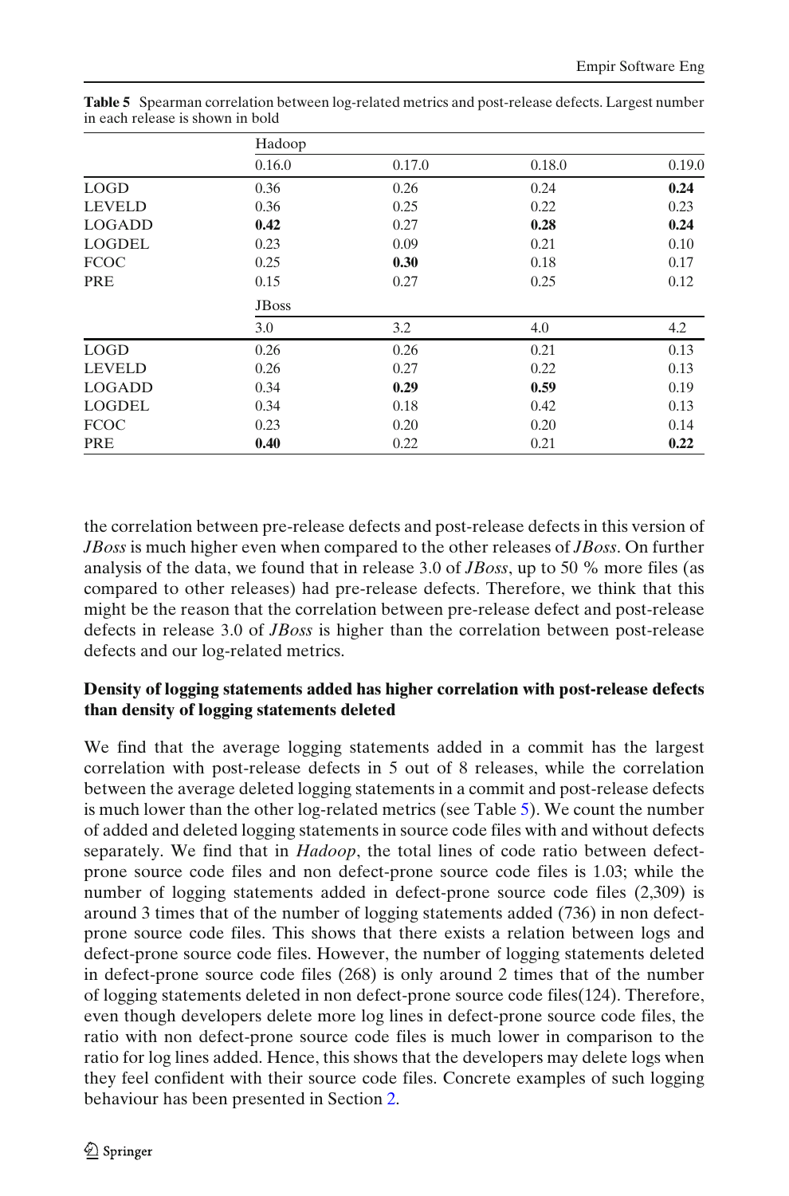**Table 5** Spearman correlation between log-related metrics and post-release defects. Largest number in each release is shown in bold

| | Hadoop | | | |
|---|---|---|---|---|
| | 0.16.0 | 0.17.0 | 0.18.0 | 0.19.0 |
| LOGD | 0.36 | 0.26 | 0.24 | **0.24** |
| LEVELD | 0.36 | 0.25 | 0.22 | 0.23 |
| LOGADD | **0.42** | 0.27 | **0.28** | **0.24** |
| LOGDEL | 0.23 | 0.09 | 0.21 | 0.10 |
| FCOC | 0.25 | **0.30** | 0.18 | 0.17 |
| PRE | 0.15 | 0.27 | 0.25 | 0.12 |
| | JBoss | | | |
| | 3.0 | 3.2 | 4.0 | 4.2 |
| LOGD | 0.26 | 0.26 | 0.21 | 0.13 |
| LEVELD | 0.26 | 0.27 | 0.22 | 0.13 |
| LOGADD | 0.34 | **0.29** | **0.59** | 0.19 |
| LOGDEL | 0.34 | 0.18 | 0.42 | 0.13 |
| FCOC | 0.23 | 0.20 | 0.20 | 0.14 |
| PRE | **0.40** | 0.22 | 0.21 | **0.22** |

the correlation between pre-release defects and post-release defects in this version of *JBoss* is much higher even when compared to the other releases of *JBoss*. On further analysis of the data, we found that in release 3.0 of *JBoss*, up to 50 % more files (as compared to other releases) had pre-release defects. Therefore, we think that this might be the reason that the correlation between pre-release defect and post-release defects in release 3.0 of *JBoss* is higher than the correlation between post-release defects and our log-related metrics.

**Density of logging statements added has higher correlation with post-release defects than density of logging statements deleted**

We find that the average logging statements added in a commit has the largest correlation with post-release defects in 5 out of 8 releases, while the correlation between the average deleted logging statements in a commit and post-release defects is much lower than the other log-related metrics (see Table 5). We count the number of added and deleted logging statements in source code files with and without defects separately. We find that in *Hadoop*, the total lines of code ratio between defect-prone source code files and non defect-prone source code files is 1.03; while the number of logging statements added in defect-prone source code files (2,309) is around 3 times that of the number of logging statements added (736) in non defect-prone source code files. This shows that there exists a relation between logs and defect-prone source code files. However, the number of logging statements deleted in defect-prone source code files (268) is only around 2 times that of the number of logging statements deleted in non defect-prone source code files(124). Therefore, even though developers delete more log lines in defect-prone source code files, the ratio with non defect-prone source code files is much lower in comparison to the ratio for log lines added. Hence, this shows that the developers may delete logs when they feel confident with their source code files. Concrete examples of such logging behaviour has been presented in Section 2.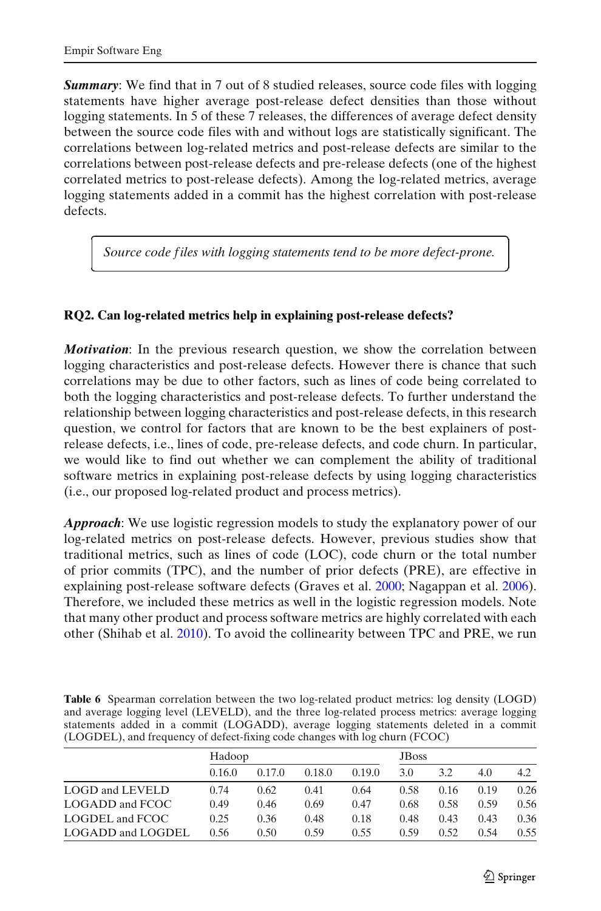***Summary***: We find that in 7 out of 8 studied releases, source code files with logging statements have higher average post-release defect densities than those without logging statements. In 5 of these 7 releases, the differences of average defect density between the source code files with and without logs are statistically significant. The correlations between log-related metrics and post-release defects are similar to the correlations between post-release defects and pre-release defects (one of the highest correlated metrics to post-release defects). Among the log-related metrics, average logging statements added in a commit has the highest correlation with post-release defects.

> *Source code files with logging statements tend to be more defect-prone.*

### RQ2. Can log-related metrics help in explaining post-release defects?

***Motivation***: In the previous research question, we show the correlation between logging characteristics and post-release defects. However there is chance that such correlations may be due to other factors, such as lines of code being correlated to both the logging characteristics and post-release defects. To further understand the relationship between logging characteristics and post-release defects, in this research question, we control for factors that are known to be the best explainers of post-release defects, i.e., lines of code, pre-release defects, and code churn. In particular, we would like to find out whether we can complement the ability of traditional software metrics in explaining post-release defects by using logging characteristics (i.e., our proposed log-related product and process metrics).

***Approach***: We use logistic regression models to study the explanatory power of our log-related metrics on post-release defects. However, previous studies show that traditional metrics, such as lines of code (LOC), code churn or the total number of prior commits (TPC), and the number of prior defects (PRE), are effective in explaining post-release software defects (Graves et al. 2000; Nagappan et al. 2006). Therefore, we included these metrics as well in the logistic regression models. Note that many other product and process software metrics are highly correlated with each other (Shihab et al. 2010). To avoid the collinearity between TPC and PRE, we run

**Table 6** Spearman correlation between the two log-related product metrics: log density (LOGD) and average logging level (LEVELD), and the three log-related process metrics: average logging statements added in a commit (LOGADD), average logging statements deleted in a commit (LOGDEL), and frequency of defect-fixing code changes with log churn (FCOC)

| | Hadoop | | | | JBoss | | | |
|---|---|---|---|---|---|---|---|---|
| | 0.16.0 | 0.17.0 | 0.18.0 | 0.19.0 | 3.0 | 3.2 | 4.0 | 4.2 |
| LOGD and LEVELD | 0.74 | 0.62 | 0.41 | 0.64 | 0.58 | 0.16 | 0.19 | 0.26 |
| LOGADD and FCOC | 0.49 | 0.46 | 0.69 | 0.47 | 0.68 | 0.58 | 0.59 | 0.56 |
| LOGDEL and FCOC | 0.25 | 0.36 | 0.48 | 0.18 | 0.48 | 0.43 | 0.43 | 0.36 |
| LOGADD and LOGDEL | 0.56 | 0.50 | 0.59 | 0.55 | 0.59 | 0.52 | 0.54 | 0.55 |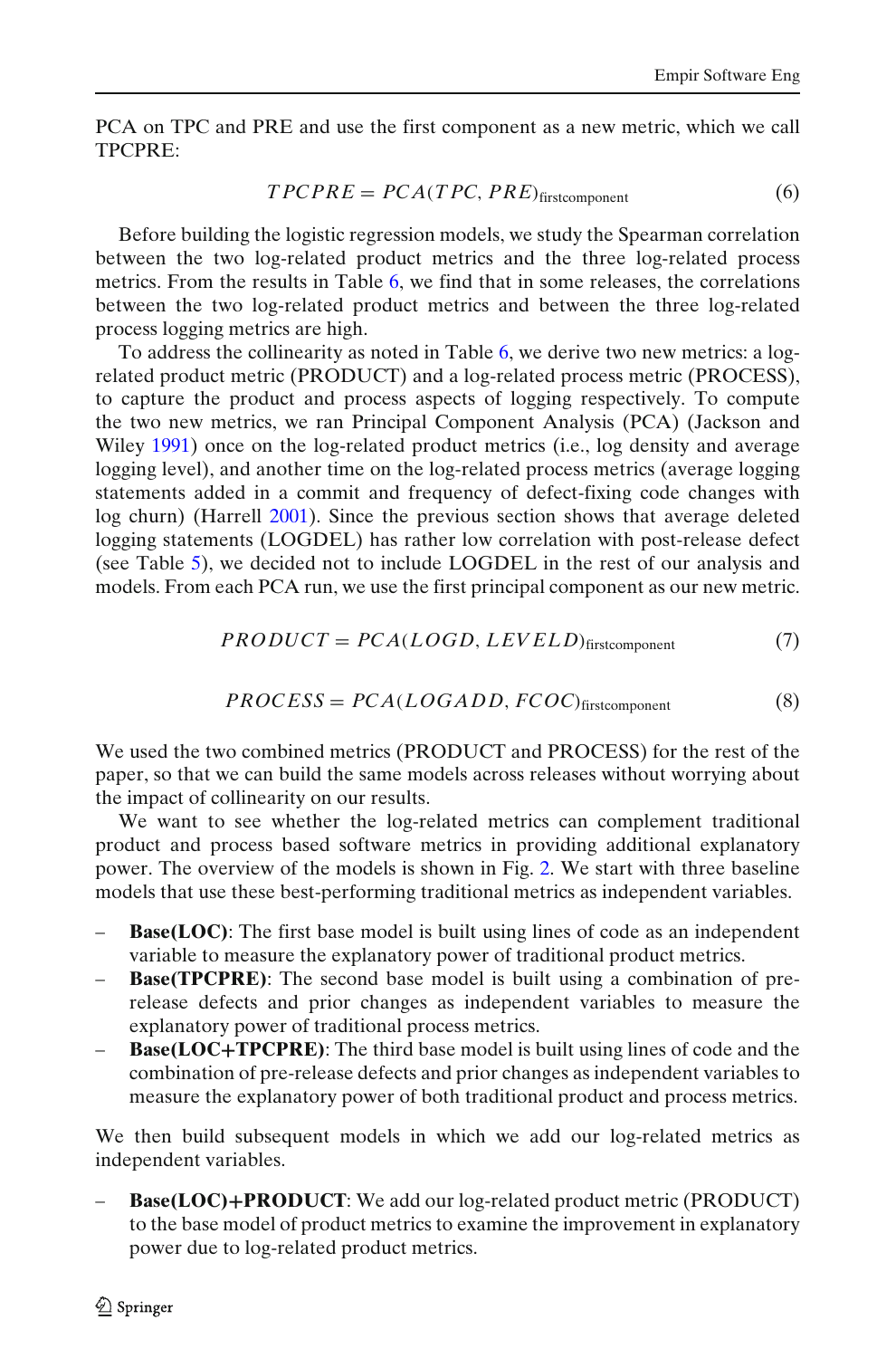PCA on TPC and PRE and use the first component as a new metric, which we call TPCPRE:

$$TPCPRE = PCA(TPC, PRE)_{\text{firstcomponent}} \tag{6}$$

Before building the logistic regression models, we study the Spearman correlation between the two log-related product metrics and the three log-related process metrics. From the results in Table 6, we find that in some releases, the correlations between the two log-related product metrics and between the three log-related process logging metrics are high.

To address the collinearity as noted in Table 6, we derive two new metrics: a log-related product metric (PRODUCT) and a log-related process metric (PROCESS), to capture the product and process aspects of logging respectively. To compute the two new metrics, we ran Principal Component Analysis (PCA) (Jackson and Wiley 1991) once on the log-related product metrics (i.e., log density and average logging level), and another time on the log-related process metrics (average logging statements added in a commit and frequency of defect-fixing code changes with log churn) (Harrell 2001). Since the previous section shows that average deleted logging statements (LOGDEL) has rather low correlation with post-release defect (see Table 5), we decided not to include LOGDEL in the rest of our analysis and models. From each PCA run, we use the first principal component as our new metric.

$$PRODUCT = PCA(LOGD, LEVELD)_{\text{firstcomponent}} \tag{7}$$

$$PROCESS = PCA(LOGADD, FCOC)_{\text{firstcomponent}} \tag{8}$$

We used the two combined metrics (PRODUCT and PROCESS) for the rest of the paper, so that we can build the same models across releases without worrying about the impact of collinearity on our results.

We want to see whether the log-related metrics can complement traditional product and process based software metrics in providing additional explanatory power. The overview of the models is shown in Fig. 2. We start with three baseline models that use these best-performing traditional metrics as independent variables.

- **Base(LOC)**: The first base model is built using lines of code as an independent variable to measure the explanatory power of traditional product metrics.
- **Base(TPCPRE)**: The second base model is built using a combination of pre-release defects and prior changes as independent variables to measure the explanatory power of traditional process metrics.
- **Base(LOC+TPCPRE)**: The third base model is built using lines of code and the combination of pre-release defects and prior changes as independent variables to measure the explanatory power of both traditional product and process metrics.

We then build subsequent models in which we add our log-related metrics as independent variables.

- **Base(LOC)+PRODUCT**: We add our log-related product metric (PRODUCT) to the base model of product metrics to examine the improvement in explanatory power due to log-related product metrics.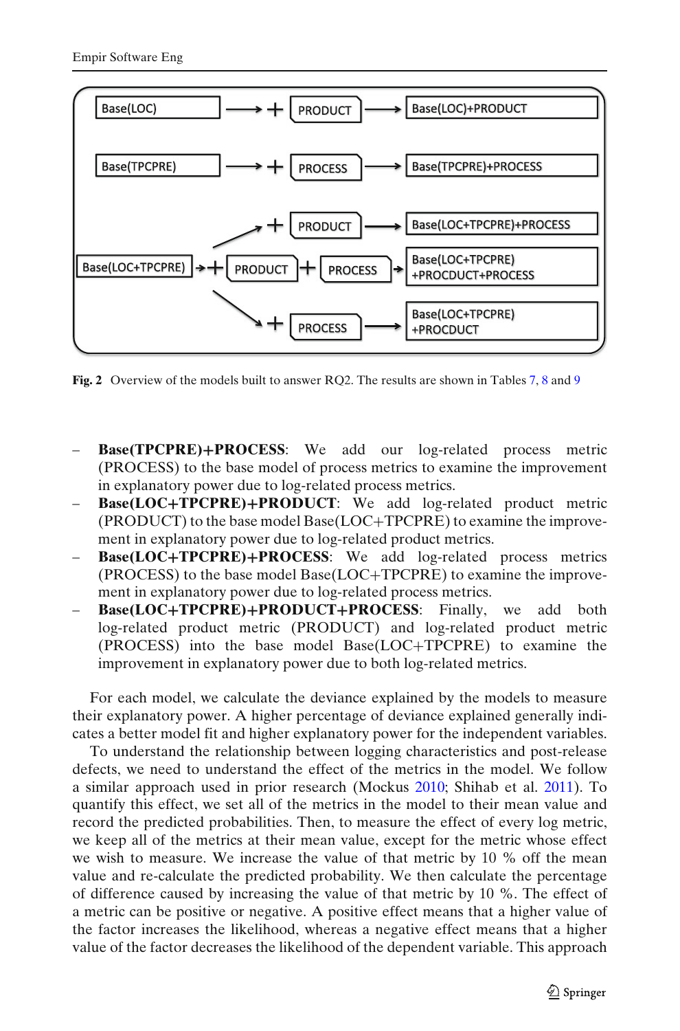**Fig. 2** Overview of the models built to answer RQ2. The results are shown in Tables 7, 8 and 9

- **Base(TPCPRE)+PROCESS**: We add our log-related process metric (PROCESS) to the base model of process metrics to examine the improvement in explanatory power due to log-related process metrics.
- **Base(LOC+TPCPRE)+PRODUCT**: We add log-related product metric (PRODUCT) to the base model Base(LOC+TPCPRE) to examine the improvement in explanatory power due to log-related product metrics.
- **Base(LOC+TPCPRE)+PROCESS**: We add log-related process metrics (PROCESS) to the base model Base(LOC+TPCPRE) to examine the improvement in explanatory power due to log-related process metrics.
- **Base(LOC+TPCPRE)+PRODUCT+PROCESS**: Finally, we add both log-related product metric (PRODUCT) and log-related product metric (PROCESS) into the base model Base(LOC+TPCPRE) to examine the improvement in explanatory power due to both log-related metrics.

For each model, we calculate the deviance explained by the models to measure their explanatory power. A higher percentage of deviance explained generally indicates a better model fit and higher explanatory power for the independent variables.

To understand the relationship between logging characteristics and post-release defects, we need to understand the effect of the metrics in the model. We follow a similar approach used in prior research (Mockus 2010; Shihab et al. 2011). To quantify this effect, we set all of the metrics in the model to their mean value and record the predicted probabilities. Then, to measure the effect of every log metric, we keep all of the metrics at their mean value, except for the metric whose effect we wish to measure. We increase the value of that metric by 10 % off the mean value and re-calculate the predicted probability. We then calculate the percentage of difference caused by increasing the value of that metric by 10 %. The effect of a metric can be positive or negative. A positive effect means that a higher value of the factor increases the likelihood, whereas a negative effect means that a higher value of the factor decreases the likelihood of the dependent variable. This approach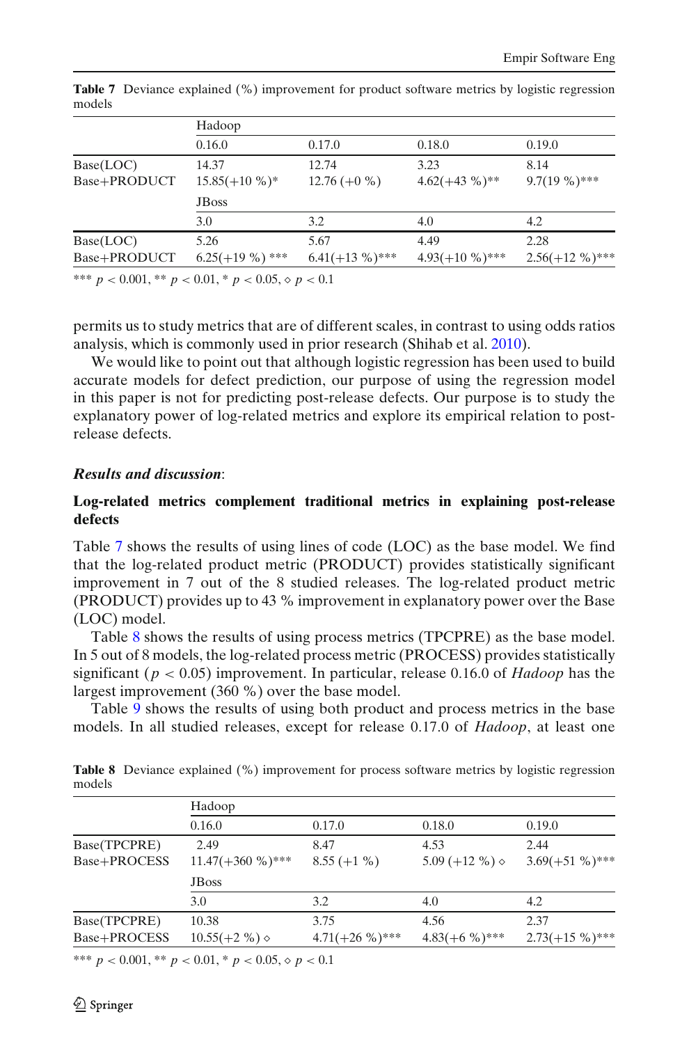**Table 7** Deviance explained (%) improvement for product software metrics by logistic regression models

| | Hadoop | | | |
|---|---|---|---|---|
| | 0.16.0 | 0.17.0 | 0.18.0 | 0.19.0 |
| Base(LOC) | 14.37 | 12.74 | 3.23 | 8.14 |
| Base+PRODUCT | 15.85(+10 %)* | 12.76 (+0 %) | 4.62(+43 %)** | 9.7(19 %)*** |
| | JBoss | | | |
| | 3.0 | 3.2 | 4.0 | 4.2 |
| Base(LOC) | 5.26 | 5.67 | 4.49 | 2.28 |
| Base+PRODUCT | 6.25(+19 %) *** | 6.41(+13 %)*** | 4.93(+10 %)*** | 2.56(+12 %)*** |

*** $p < 0.001$, ** $p < 0.01$, * $p < 0.05$, $\diamond$ $p < 0.1$

permits us to study metrics that are of different scales, in contrast to using odds ratios analysis, which is commonly used in prior research (Shihab et al. 2010).

We would like to point out that although logistic regression has been used to build accurate models for defect prediction, our purpose of using the regression model in this paper is not for predicting post-release defects. Our purpose is to study the explanatory power of log-related metrics and explore its empirical relation to post-release defects.

***Results and discussion***:

**Log-related metrics complement traditional metrics in explaining post-release defects**

Table 7 shows the results of using lines of code (LOC) as the base model. We find that the log-related product metric (PRODUCT) provides statistically significant improvement in 7 out of the 8 studied releases. The log-related product metric (PRODUCT) provides up to 43 % improvement in explanatory power over the Base (LOC) model.

Table 8 shows the results of using process metrics (TPCPRE) as the base model. In 5 out of 8 models, the log-related process metric (PROCESS) provides statistically significant ($p < 0.05$) improvement. In particular, release 0.16.0 of *Hadoop* has the largest improvement (360 %) over the base model.

Table 9 shows the results of using both product and process metrics in the base models. In all studied releases, except for release 0.17.0 of *Hadoop*, at least one

**Table 8** Deviance explained (%) improvement for process software metrics by logistic regression models

| | Hadoop | | | |
|---|---|---|---|---|
| | 0.16.0 | 0.17.0 | 0.18.0 | 0.19.0 |
| Base(TPCPRE) | 2.49 | 8.47 | 4.53 | 2.44 |
| Base+PROCESS | 11.47(+360 %)*** | 8.55 (+1 %) | 5.09 (+12 %) $\diamond$ | 3.69(+51 %)*** |
| | JBoss | | | |
| | 3.0 | 3.2 | 4.0 | 4.2 |
| Base(TPCPRE) | 10.38 | 3.75 | 4.56 | 2.37 |
| Base+PROCESS | 10.55(+2 %) $\diamond$ | 4.71(+26 %)*** | 4.83(+6 %)*** | 2.73(+15 %)*** |

*** $p < 0.001$, ** $p < 0.01$, * $p < 0.05$, $\diamond$ $p < 0.1$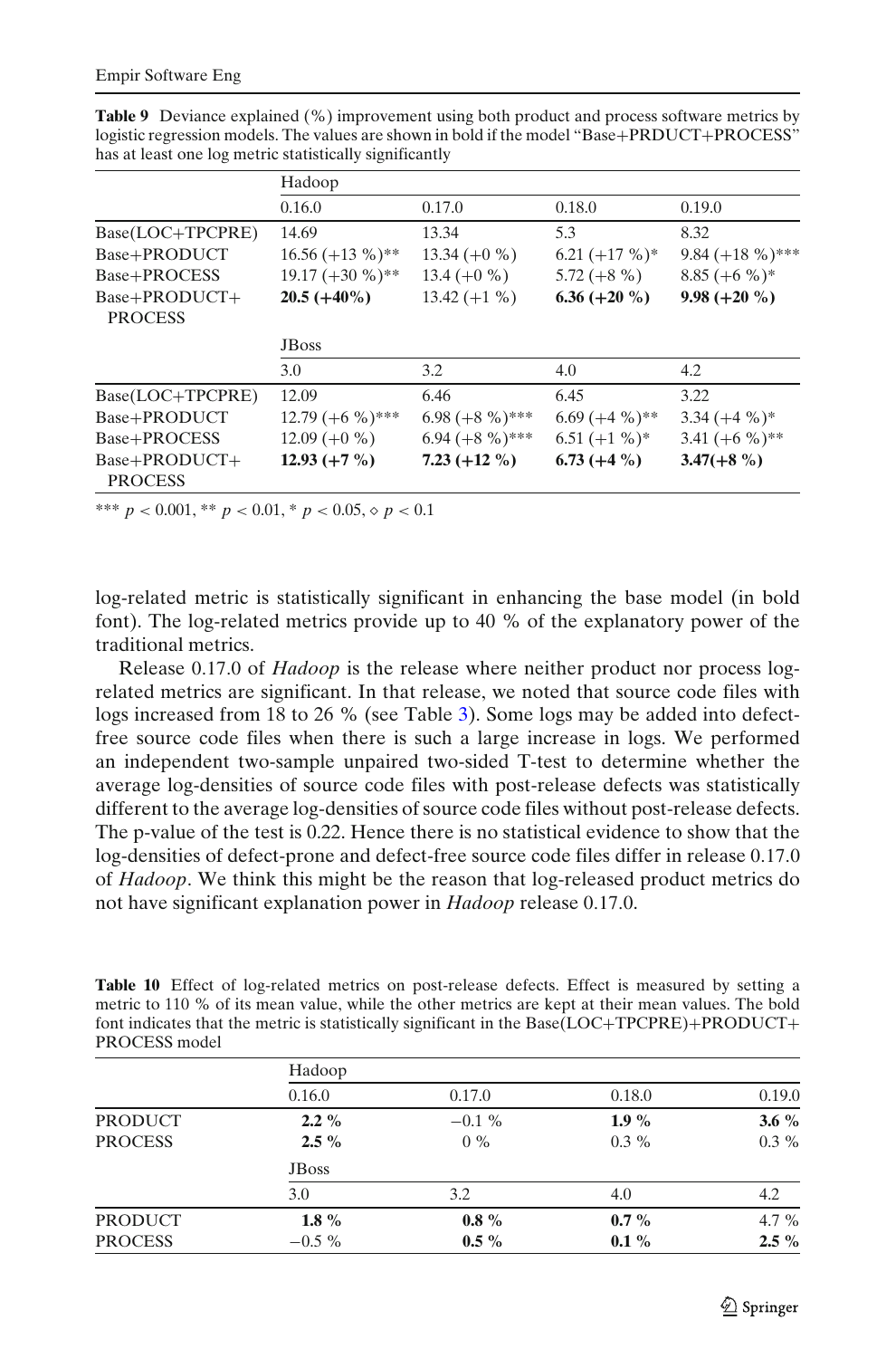**Table 9** Deviance explained (%) improvement using both product and process software metrics by logistic regression models. The values are shown in bold if the model "Base+PRDUCT+PROCESS" has at least one log metric statistically significantly

| | Hadoop | | | |
|---|---|---|---|---|
| | 0.16.0 | 0.17.0 | 0.18.0 | 0.19.0 |
| Base(LOC+TPCPRE) | 14.69 | 13.34 | 5.3 | 8.32 |
| Base+PRODUCT | 16.56 (+13 %)** | 13.34 (+0 %) | 6.21 (+17 %)* | 9.84 (+18 %)*** |
| Base+PROCESS | 19.17 (+30 %)** | 13.4 (+0 %) | 5.72 (+8 %) | 8.85 (+6 %)* |
| Base+PRODUCT+ PROCESS | **20.5 (+40%)** | 13.42 (+1 %) | **6.36 (+20 %)** | **9.98 (+20 %)** |
| | JBoss | | | |
| | 3.0 | 3.2 | 4.0 | 4.2 |
| Base(LOC+TPCPRE) | 12.09 | 6.46 | 6.45 | 3.22 |
| Base+PRODUCT | 12.79 (+6 %)*** | 6.98 (+8 %)*** | 6.69 (+4 %)** | 3.34 (+4 %)* |
| Base+PROCESS | 12.09 (+0 %) | 6.94 (+8 %)*** | 6.51 (+1 %)* | 3.41 (+6 %)** |
| Base+PRODUCT+ PROCESS | **12.93 (+7 %)** | **7.23 (+12 %)** | **6.73 (+4 %)** | **3.47(+8 %)** |

*** $p < 0.001$, ** $p < 0.01$, * $p < 0.05$, $\diamond$ $p < 0.1$

log-related metric is statistically significant in enhancing the base model (in bold font). The log-related metrics provide up to 40 % of the explanatory power of the traditional metrics.

Release 0.17.0 of *Hadoop* is the release where neither product nor process log-related metrics are significant. In that release, we noted that source code files with logs increased from 18 to 26 % (see Table 3). Some logs may be added into defect-free source code files when there is such a large increase in logs. We performed an independent two-sample unpaired two-sided T-test to determine whether the average log-densities of source code files with post-release defects was statistically different to the average log-densities of source code files without post-release defects. The p-value of the test is 0.22. Hence there is no statistical evidence to show that the log-densities of defect-prone and defect-free source code files differ in release 0.17.0 of *Hadoop*. We think this might be the reason that log-released product metrics do not have significant explanation power in *Hadoop* release 0.17.0.

**Table 10** Effect of log-related metrics on post-release defects. Effect is measured by setting a metric to 110 % of its mean value, while the other metrics are kept at their mean values. The bold font indicates that the metric is statistically significant in the Base(LOC+TPCPRE)+PRODUCT+PROCESS model

| | Hadoop | | | |
|---|---|---|---|---|
| | 0.16.0 | 0.17.0 | 0.18.0 | 0.19.0 |
| PRODUCT | **2.2 %** | −0.1 % | **1.9 %** | **3.6 %** |
| PROCESS | **2.5 %** | 0 % | 0.3 % | 0.3 % |
| | JBoss | | | |
| | 3.0 | 3.2 | 4.0 | 4.2 |
| PRODUCT | **1.8 %** | **0.8 %** | **0.7 %** | 4.7 % |
| PROCESS | −0.5 % | **0.5 %** | **0.1 %** | **2.5 %** |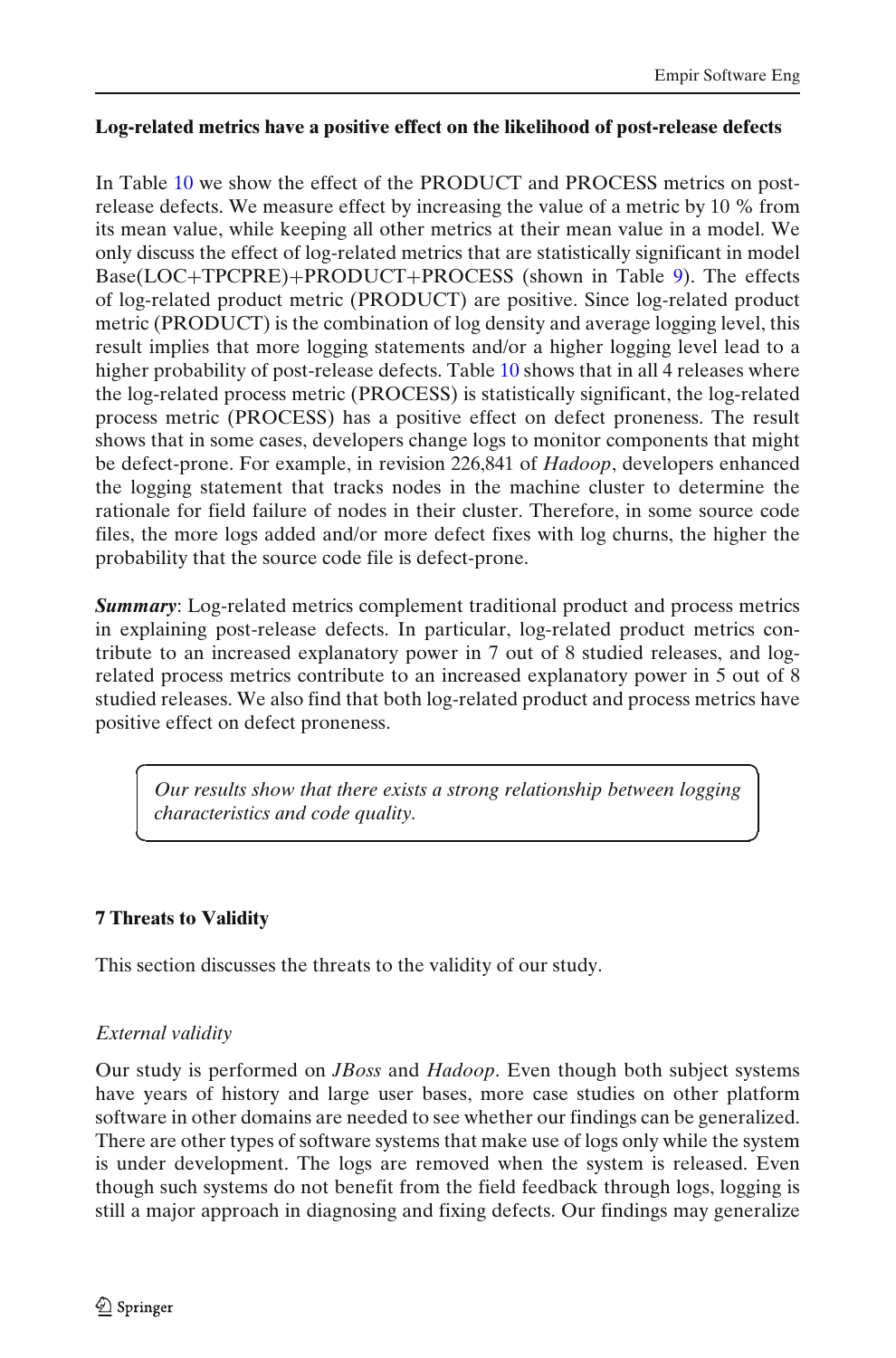**Log-related metrics have a positive effect on the likelihood of post-release defects**

In Table 10 we show the effect of the PRODUCT and PROCESS metrics on post-release defects. We measure effect by increasing the value of a metric by 10 % from its mean value, while keeping all other metrics at their mean value in a model. We only discuss the effect of log-related metrics that are statistically significant in model Base(LOC+TPCPRE)+PRODUCT+PROCESS (shown in Table 9). The effects of log-related product metric (PRODUCT) are positive. Since log-related product metric (PRODUCT) is the combination of log density and average logging level, this result implies that more logging statements and/or a higher logging level lead to a higher probability of post-release defects. Table 10 shows that in all 4 releases where the log-related process metric (PROCESS) is statistically significant, the log-related process metric (PROCESS) has a positive effect on defect proneness. The result shows that in some cases, developers change logs to monitor components that might be defect-prone. For example, in revision 226,841 of *Hadoop*, developers enhanced the logging statement that tracks nodes in the machine cluster to determine the rationale for field failure of nodes in their cluster. Therefore, in some source code files, the more logs added and/or more defect fixes with log churns, the higher the probability that the source code file is defect-prone.

***Summary***: Log-related metrics complement traditional product and process metrics in explaining post-release defects. In particular, log-related product metrics contribute to an increased explanatory power in 7 out of 8 studied releases, and log-related process metrics contribute to an increased explanatory power in 5 out of 8 studied releases. We also find that both log-related product and process metrics have positive effect on defect proneness.

*Our results show that there exists a strong relationship between logging characteristics and code quality.*

## 7 Threats to Validity

This section discusses the threats to the validity of our study.

*External validity*

Our study is performed on *JBoss* and *Hadoop*. Even though both subject systems have years of history and large user bases, more case studies on other platform software in other domains are needed to see whether our findings can be generalized. There are other types of software systems that make use of logs only while the system is under development. The logs are removed when the system is released. Even though such systems do not benefit from the field feedback through logs, logging is still a major approach in diagnosing and fixing defects. Our findings may generalize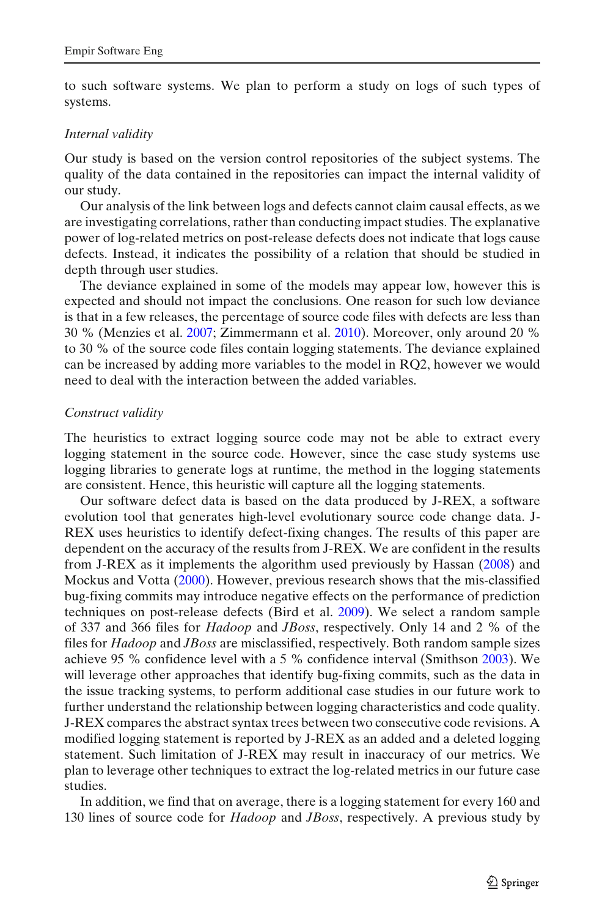to such software systems. We plan to perform a study on logs of such types of systems.

*Internal validity*

Our study is based on the version control repositories of the subject systems. The quality of the data contained in the repositories can impact the internal validity of our study.

Our analysis of the link between logs and defects cannot claim causal effects, as we are investigating correlations, rather than conducting impact studies. The explanative power of log-related metrics on post-release defects does not indicate that logs cause defects. Instead, it indicates the possibility of a relation that should be studied in depth through user studies.

The deviance explained in some of the models may appear low, however this is expected and should not impact the conclusions. One reason for such low deviance is that in a few releases, the percentage of source code files with defects are less than 30 % (Menzies et al. 2007; Zimmermann et al. 2010). Moreover, only around 20 % to 30 % of the source code files contain logging statements. The deviance explained can be increased by adding more variables to the model in RQ2, however we would need to deal with the interaction between the added variables.

*Construct validity*

The heuristics to extract logging source code may not be able to extract every logging statement in the source code. However, since the case study systems use logging libraries to generate logs at runtime, the method in the logging statements are consistent. Hence, this heuristic will capture all the logging statements.

Our software defect data is based on the data produced by J-REX, a software evolution tool that generates high-level evolutionary source code change data. J-REX uses heuristics to identify defect-fixing changes. The results of this paper are dependent on the accuracy of the results from J-REX. We are confident in the results from J-REX as it implements the algorithm used previously by Hassan (2008) and Mockus and Votta (2000). However, previous research shows that the mis-classified bug-fixing commits may introduce negative effects on the performance of prediction techniques on post-release defects (Bird et al. 2009). We select a random sample of 337 and 366 files for *Hadoop* and *JBoss*, respectively. Only 14 and 2 % of the files for *Hadoop* and *JBoss* are misclassified, respectively. Both random sample sizes achieve 95 % confidence level with a 5 % confidence interval (Smithson 2003). We will leverage other approaches that identify bug-fixing commits, such as the data in the issue tracking systems, to perform additional case studies in our future work to further understand the relationship between logging characteristics and code quality. J-REX compares the abstract syntax trees between two consecutive code revisions. A modified logging statement is reported by J-REX as an added and a deleted logging statement. Such limitation of J-REX may result in inaccuracy of our metrics. We plan to leverage other techniques to extract the log-related metrics in our future case studies.

In addition, we find that on average, there is a logging statement for every 160 and 130 lines of source code for *Hadoop* and *JBoss*, respectively. A previous study by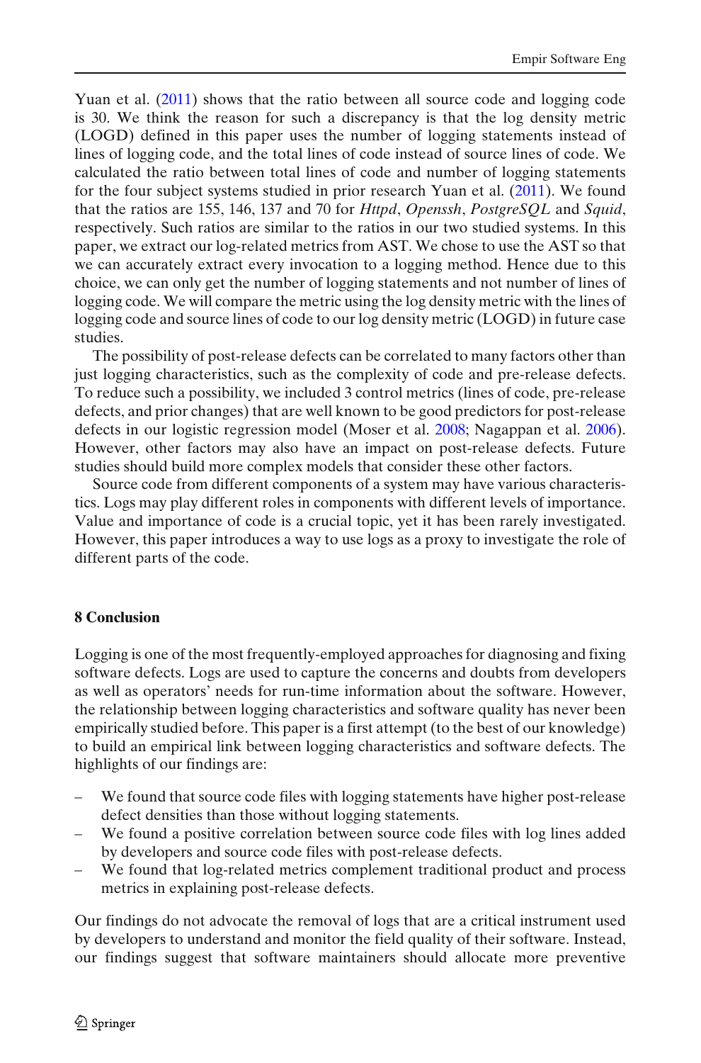Yuan et al. (2011) shows that the ratio between all source code and logging code is 30. We think the reason for such a discrepancy is that the log density metric (LOGD) defined in this paper uses the number of logging statements instead of lines of logging code, and the total lines of code instead of source lines of code. We calculated the ratio between total lines of code and number of logging statements for the four subject systems studied in prior research Yuan et al. (2011). We found that the ratios are 155, 146, 137 and 70 for *Httpd*, *Openssh*, *PostgreSQL* and *Squid*, respectively. Such ratios are similar to the ratios in our two studied systems. In this paper, we extract our log-related metrics from AST. We chose to use the AST so that we can accurately extract every invocation to a logging method. Hence due to this choice, we can only get the number of logging statements and not number of lines of logging code. We will compare the metric using the log density metric with the lines of logging code and source lines of code to our log density metric (LOGD) in future case studies.

The possibility of post-release defects can be correlated to many factors other than just logging characteristics, such as the complexity of code and pre-release defects. To reduce such a possibility, we included 3 control metrics (lines of code, pre-release defects, and prior changes) that are well known to be good predictors for post-release defects in our logistic regression model (Moser et al. 2008; Nagappan et al. 2006). However, other factors may also have an impact on post-release defects. Future studies should build more complex models that consider these other factors.

Source code from different components of a system may have various characteristics. Logs may play different roles in components with different levels of importance. Value and importance of code is a crucial topic, yet it has been rarely investigated. However, this paper introduces a way to use logs as a proxy to investigate the role of different parts of the code.

## 8 Conclusion

Logging is one of the most frequently-employed approaches for diagnosing and fixing software defects. Logs are used to capture the concerns and doubts from developers as well as operators' needs for run-time information about the software. However, the relationship between logging characteristics and software quality has never been empirically studied before. This paper is a first attempt (to the best of our knowledge) to build an empirical link between logging characteristics and software defects. The highlights of our findings are:

- We found that source code files with logging statements have higher post-release defect densities than those without logging statements.
- We found a positive correlation between source code files with log lines added by developers and source code files with post-release defects.
- We found that log-related metrics complement traditional product and process metrics in explaining post-release defects.

Our findings do not advocate the removal of logs that are a critical instrument used by developers to understand and monitor the field quality of their software. Instead, our findings suggest that software maintainers should allocate more preventive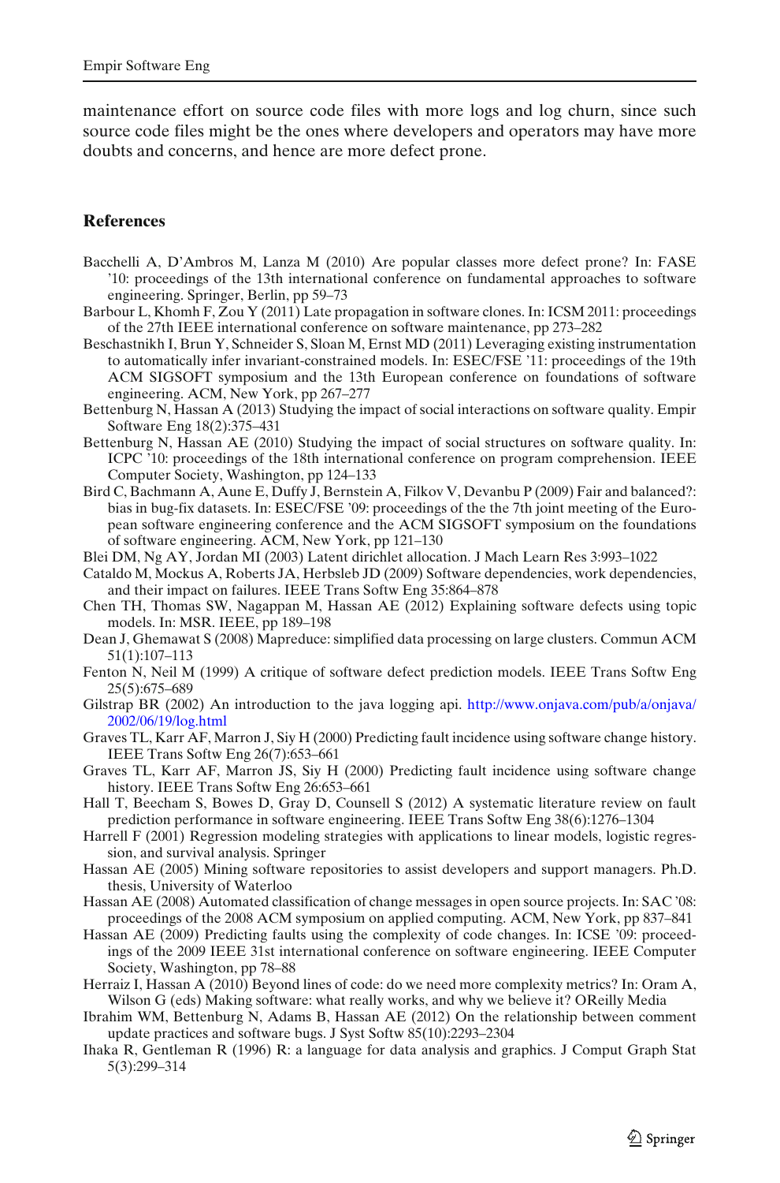maintenance effort on source code files with more logs and log churn, since such source code files might be the ones where developers and operators may have more doubts and concerns, and hence are more defect prone.

## References

Bacchelli A, D'Ambros M, Lanza M (2010) Are popular classes more defect prone? In: FASE '10: proceedings of the 13th international conference on fundamental approaches to software engineering. Springer, Berlin, pp 59–73

Barbour L, Khomh F, Zou Y (2011) Late propagation in software clones. In: ICSM 2011: proceedings of the 27th IEEE international conference on software maintenance, pp 273–282

Beschastnikh I, Brun Y, Schneider S, Sloan M, Ernst MD (2011) Leveraging existing instrumentation to automatically infer invariant-constrained models. In: ESEC/FSE '11: proceedings of the 19th ACM SIGSOFT symposium and the 13th European conference on foundations of software engineering. ACM, New York, pp 267–277

Bettenburg N, Hassan A (2013) Studying the impact of social interactions on software quality. Empir Software Eng 18(2):375–431

Bettenburg N, Hassan AE (2010) Studying the impact of social structures on software quality. In: ICPC '10: proceedings of the 18th international conference on program comprehension. IEEE Computer Society, Washington, pp 124–133

Bird C, Bachmann A, Aune E, Duffy J, Bernstein A, Filkov V, Devanbu P (2009) Fair and balanced?: bias in bug-fix datasets. In: ESEC/FSE '09: proceedings of the the 7th joint meeting of the European software engineering conference and the ACM SIGSOFT symposium on the foundations of software engineering. ACM, New York, pp 121–130

Blei DM, Ng AY, Jordan MI (2003) Latent dirichlet allocation. J Mach Learn Res 3:993–1022

Cataldo M, Mockus A, Roberts JA, Herbsleb JD (2009) Software dependencies, work dependencies, and their impact on failures. IEEE Trans Softw Eng 35:864–878

Chen TH, Thomas SW, Nagappan M, Hassan AE (2012) Explaining software defects using topic models. In: MSR. IEEE, pp 189–198

Dean J, Ghemawat S (2008) Mapreduce: simplified data processing on large clusters. Commun ACM 51(1):107–113

Fenton N, Neil M (1999) A critique of software defect prediction models. IEEE Trans Softw Eng 25(5):675–689

Gilstrap BR (2002) An introduction to the java logging api. http://www.onjava.com/pub/a/onjava/2002/06/19/log.html

Graves TL, Karr AF, Marron J, Siy H (2000) Predicting fault incidence using software change history. IEEE Trans Softw Eng 26(7):653–661

Graves TL, Karr AF, Marron JS, Siy H (2000) Predicting fault incidence using software change history. IEEE Trans Softw Eng 26:653–661

Hall T, Beecham S, Bowes D, Gray D, Counsell S (2012) A systematic literature review on fault prediction performance in software engineering. IEEE Trans Softw Eng 38(6):1276–1304

Harrell F (2001) Regression modeling strategies with applications to linear models, logistic regression, and survival analysis. Springer

Hassan AE (2005) Mining software repositories to assist developers and support managers. Ph.D. thesis, University of Waterloo

Hassan AE (2008) Automated classification of change messages in open source projects. In: SAC '08: proceedings of the 2008 ACM symposium on applied computing. ACM, New York, pp 837–841

Hassan AE (2009) Predicting faults using the complexity of code changes. In: ICSE '09: proceedings of the 2009 IEEE 31st international conference on software engineering. IEEE Computer Society, Washington, pp 78–88

Herraiz I, Hassan A (2010) Beyond lines of code: do we need more complexity metrics? In: Oram A, Wilson G (eds) Making software: what really works, and why we believe it? OReilly Media

Ibrahim WM, Bettenburg N, Adams B, Hassan AE (2012) On the relationship between comment update practices and software bugs. J Syst Softw 85(10):2293–2304

Ihaka R, Gentleman R (1996) R: a language for data analysis and graphics. J Comput Graph Stat 5(3):299–314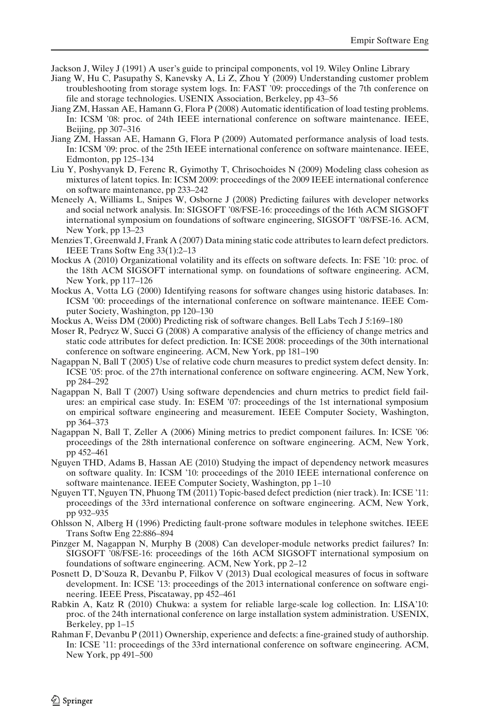Jackson J, Wiley J (1991) A user's guide to principal components, vol 19. Wiley Online Library

Jiang W, Hu C, Pasupathy S, Kanevsky A, Li Z, Zhou Y (2009) Understanding customer problem troubleshooting from storage system logs. In: FAST '09: proccedings of the 7th conference on file and storage technologies. USENIX Association, Berkeley, pp 43–56

Jiang ZM, Hassan AE, Hamann G, Flora P (2008) Automatic identification of load testing problems. In: ICSM '08: proc. of 24th IEEE international conference on software maintenance. IEEE, Beijing, pp 307–316

Jiang ZM, Hassan AE, Hamann G, Flora P (2009) Automated performance analysis of load tests. In: ICSM '09: proc. of the 25th IEEE international conference on software maintenance. IEEE, Edmonton, pp 125–134

Liu Y, Poshyvanyk D, Ferenc R, Gyimothy T, Chrisochoides N (2009) Modeling class cohesion as mixtures of latent topics. In: ICSM 2009: proceedings of the 2009 IEEE international conference on software maintenance, pp 233–242

Meneely A, Williams L, Snipes W, Osborne J (2008) Predicting failures with developer networks and social network analysis. In: SIGSOFT '08/FSE-16: proceedings of the 16th ACM SIGSOFT international symposium on foundations of software engineering, SIGSOFT '08/FSE-16. ACM, New York, pp 13–23

Menzies T, Greenwald J, Frank A (2007) Data mining static code attributes to learn defect predictors. IEEE Trans Softw Eng 33(1):2–13

Mockus A (2010) Organizational volatility and its effects on software defects. In: FSE '10: proc. of the 18th ACM SIGSOFT international symp. on foundations of software engineering, ACM, New York, pp 117–126

Mockus A, Votta LG (2000) Identifying reasons for software changes using historic databases. In: ICSM '00: proceedings of the international conference on software maintenance. IEEE Computer Society, Washington, pp 120–130

Mockus A, Weiss DM (2000) Predicting risk of software changes. Bell Labs Tech J 5:169–180

Moser R, Pedrycz W, Succi G (2008) A comparative analysis of the efficiency of change metrics and static code attributes for defect prediction. In: ICSE 2008: proceedings of the 30th international conference on software engineering. ACM, New York, pp 181–190

Nagappan N, Ball T (2005) Use of relative code churn measures to predict system defect density. In: ICSE '05: proc. of the 27th international conference on software engineering. ACM, New York, pp 284–292

Nagappan N, Ball T (2007) Using software dependencies and churn metrics to predict field failures: an empirical case study. In: ESEM '07: proceedings of the 1st international symposium on empirical software engineering and measurement. IEEE Computer Society, Washington, pp 364–373

Nagappan N, Ball T, Zeller A (2006) Mining metrics to predict component failures. In: ICSE '06: proceedings of the 28th international conference on software engineering. ACM, New York, pp 452–461

Nguyen THD, Adams B, Hassan AE (2010) Studying the impact of dependency network measures on software quality. In: ICSM '10: proceedings of the 2010 IEEE international conference on software maintenance. IEEE Computer Society, Washington, pp 1–10

Nguyen TT, Nguyen TN, Phuong TM (2011) Topic-based defect prediction (nier track). In: ICSE '11: proceedings of the 33rd international conference on software engineering. ACM, New York, pp 932–935

Ohlsson N, Alberg H (1996) Predicting fault-prone software modules in telephone switches. IEEE Trans Softw Eng 22:886–894

Pinzger M, Nagappan N, Murphy B (2008) Can developer-module networks predict failures? In: SIGSOFT '08/FSE-16: proceedings of the 16th ACM SIGSOFT international symposium on foundations of software engineering. ACM, New York, pp 2–12

Posnett D, D'Souza R, Devanbu P, Filkov V (2013) Dual ecological measures of focus in software development. In: ICSE '13: proceedings of the 2013 international conference on software engineering. IEEE Press, Piscataway, pp 452–461

Rabkin A, Katz R (2010) Chukwa: a system for reliable large-scale log collection. In: LISA'10: proc. of the 24th international conference on large installation system administration. USENIX, Berkeley, pp 1–15

Rahman F, Devanbu P (2011) Ownership, experience and defects: a fine-grained study of authorship. In: ICSE '11: proceedings of the 33rd international conference on software engineering. ACM, New York, pp 491–500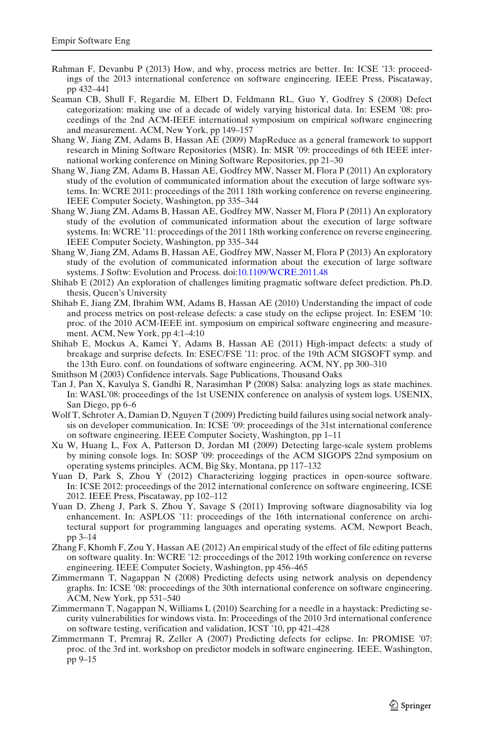Rahman F, Devanbu P (2013) How, and why, process metrics are better. In: ICSE '13: proceedings of the 2013 international conference on software engineering. IEEE Press, Piscataway, pp 432–441

Seaman CB, Shull F, Regardie M, Elbert D, Feldmann RL, Guo Y, Godfrey S (2008) Defect categorization: making use of a decade of widely varying historical data. In: ESEM '08: proceedings of the 2nd ACM-IEEE international symposium on empirical software engineering and measurement. ACM, New York, pp 149–157

Shang W, Jiang ZM, Adams B, Hassan AE (2009) MapReduce as a general framework to support research in Mining Software Repositories (MSR). In: MSR '09: proceedings of 6th IEEE international working conference on Mining Software Repositories, pp 21–30

Shang W, Jiang ZM, Adams B, Hassan AE, Godfrey MW, Nasser M, Flora P (2011) An exploratory study of the evolution of communicated information about the execution of large software systems. In: WCRE 2011: proceedings of the 2011 18th working conference on reverse engineering. IEEE Computer Society, Washington, pp 335–344

Shang W, Jiang ZM, Adams B, Hassan AE, Godfrey MW, Nasser M, Flora P (2011) An exploratory study of the evolution of communicated information about the execution of large software systems. In: WCRE '11: proceedings of the 2011 18th working conference on reverse engineering. IEEE Computer Society, Washington, pp 335–344

Shang W, Jiang ZM, Adams B, Hassan AE, Godfrey MW, Nasser M, Flora P (2013) An exploratory study of the evolution of communicated information about the execution of large software systems. J Softw: Evolution and Process. doi:10.1109/WCRE.2011.48

Shihab E (2012) An exploration of challenges limiting pragmatic software defect prediction. Ph.D. thesis, Queen's University

Shihab E, Jiang ZM, Ibrahim WM, Adams B, Hassan AE (2010) Understanding the impact of code and process metrics on post-release defects: a case study on the eclipse project. In: ESEM '10: proc. of the 2010 ACM-IEEE int. symposium on empirical software engineering and measurement. ACM, New York, pp 4:1–4:10

Shihab E, Mockus A, Kamei Y, Adams B, Hassan AE (2011) High-impact defects: a study of breakage and surprise defects. In: ESEC/FSE '11: proc. of the 19th ACM SIGSOFT symp. and the 13th Euro. conf. on foundations of software engineering. ACM, NY, pp 300–310

Smithson M (2003) Confidence intervals. Sage Publications, Thousand Oaks

Tan J, Pan X, Kavulya S, Gandhi R, Narasimhan P (2008) Salsa: analyzing logs as state machines. In: WASL'08: proceedings of the 1st USENIX conference on analysis of system logs. USENIX, San Diego, pp 6–6

Wolf T, Schroter A, Damian D, Nguyen T (2009) Predicting build failures using social network analysis on developer communication. In: ICSE '09: proceedings of the 31st international conference on software engineering. IEEE Computer Society, Washington, pp 1–11

Xu W, Huang L, Fox A, Patterson D, Jordan MI (2009) Detecting large-scale system problems by mining console logs. In: SOSP '09: proceedings of the ACM SIGOPS 22nd symposium on operating systems principles. ACM, Big Sky, Montana, pp 117–132

Yuan D, Park S, Zhou Y (2012) Characterizing logging practices in open-source software. In: ICSE 2012: proceedings of the 2012 international conference on software engineering, ICSE 2012. IEEE Press, Piscataway, pp 102–112

Yuan D, Zheng J, Park S, Zhou Y, Savage S (2011) Improving software diagnosability via log enhancement. In: ASPLOS '11: proceedings of the 16th international conference on architectural support for programming languages and operating systems. ACM, Newport Beach, pp 3–14

Zhang F, Khomh F, Zou Y, Hassan AE (2012) An empirical study of the effect of file editing patterns on software quality. In: WCRE '12: proceedings of the 2012 19th working conference on reverse engineering. IEEE Computer Society, Washington, pp 456–465

Zimmermann T, Nagappan N (2008) Predicting defects using network analysis on dependency graphs. In: ICSE '08: proceedings of the 30th international conference on software engineering. ACM, New York, pp 531–540

Zimmermann T, Nagappan N, Williams L (2010) Searching for a needle in a haystack: Predicting security vulnerabilities for windows vista. In: Proceedings of the 2010 3rd international conference on software testing, verification and validation, ICST '10, pp 421–428

Zimmermann T, Premraj R, Zeller A (2007) Predicting defects for eclipse. In: PROMISE '07: proc. of the 3rd int. workshop on predictor models in software engineering. IEEE, Washington, pp 9–15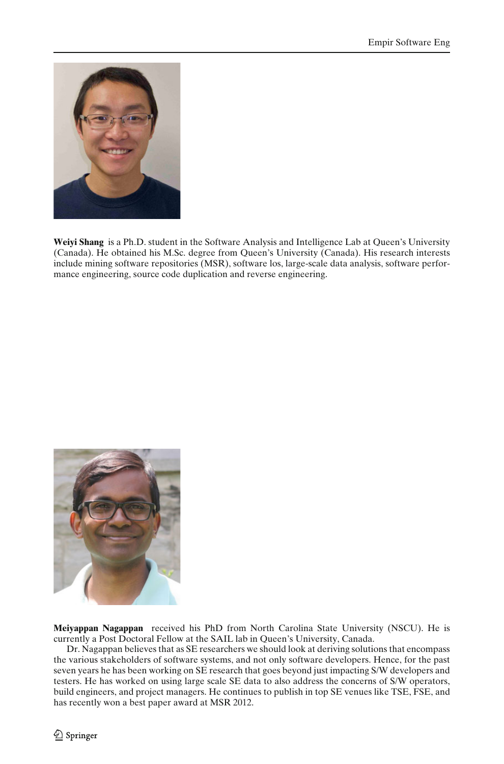**Weiyi Shang** is a Ph.D. student in the Software Analysis and Intelligence Lab at Queen's University (Canada). He obtained his M.Sc. degree from Queen's University (Canada). His research interests include mining software repositories (MSR), software los, large-scale data analysis, software performance engineering, source code duplication and reverse engineering.

**Meiyappan Nagappan** received his PhD from North Carolina State University (NSCU). He is currently a Post Doctoral Fellow at the SAIL lab in Queen's University, Canada.

Dr. Nagappan believes that as SE researchers we should look at deriving solutions that encompass the various stakeholders of software systems, and not only software developers. Hence, for the past seven years he has been working on SE research that goes beyond just impacting S/W developers and testers. He has worked on using large scale SE data to also address the concerns of S/W operators, build engineers, and project managers. He continues to publish in top SE venues like TSE, FSE, and has recently won a best paper award at MSR 2012.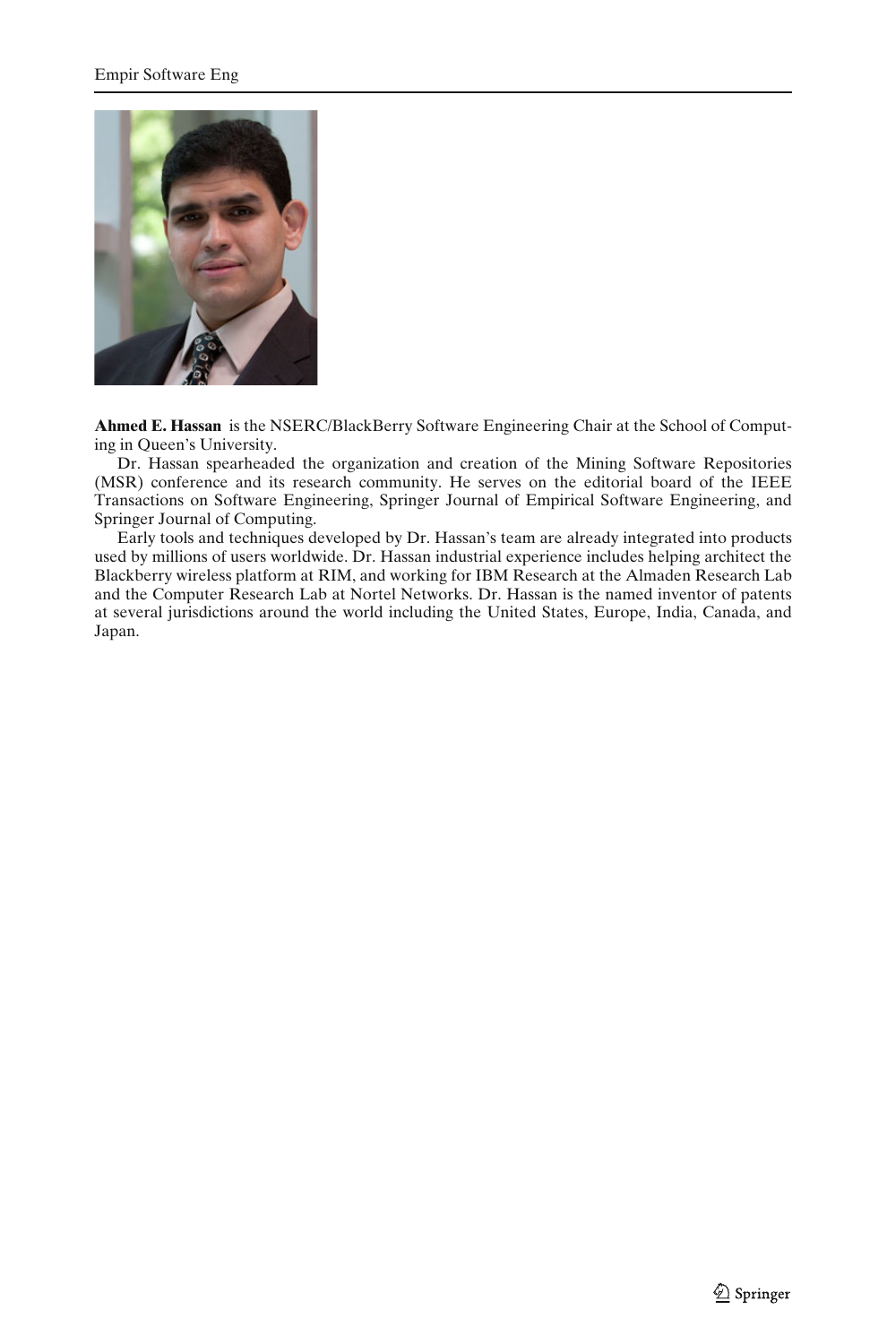**Ahmed E. Hassan** is the NSERC/BlackBerry Software Engineering Chair at the School of Computing in Queen's University.

Dr. Hassan spearheaded the organization and creation of the Mining Software Repositories (MSR) conference and its research community. He serves on the editorial board of the IEEE Transactions on Software Engineering, Springer Journal of Empirical Software Engineering, and Springer Journal of Computing.

Early tools and techniques developed by Dr. Hassan's team are already integrated into products used by millions of users worldwide. Dr. Hassan industrial experience includes helping architect the Blackberry wireless platform at RIM, and working for IBM Research at the Almaden Research Lab and the Computer Research Lab at Nortel Networks. Dr. Hassan is the named inventor of patents at several jurisdictions around the world including the United States, Europe, India, Canada, and Japan.